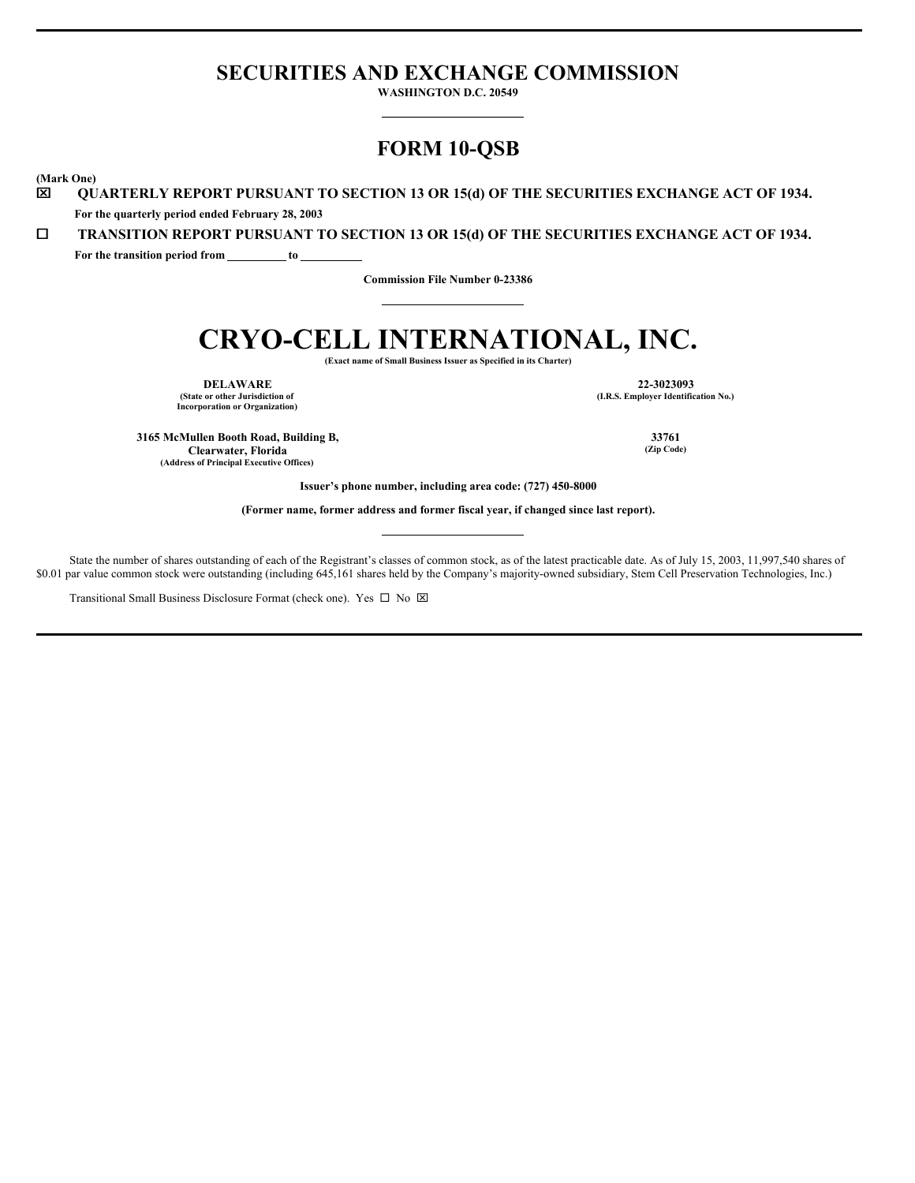# SECURITIES AND EXCHANGE COMMISSION

**WASHINGTON D.C. 20549**

# FORM 10-QSB

**(Mark One)**

☒ **QUARTERLY REPORT PURSUANT TO SECTION 13 OR 15(d) OF THE SECURITIES EXCHANGE ACT OF 1934.**

**For the quarterly period ended February 28, 2003**

☐ **TRANSITION REPORT PURSUANT TO SECTION 13 OR 15(d) OF THE SECURITIES EXCHANGE ACT OF 1934.**

**For the transition period from \_\_\_\_\_\_\_\_\_\_ to \_\_\_\_\_\_\_\_\_\_**

**Commission File Number 0-23386**

# CRYO-CELL INTERNATIONAL, INC.

**(Exact name of Small Business Issuer as Specified in its Charter)**

| | |
|---|---|
| **DELAWARE**<br>**(State or other Jurisdiction of Incorporation or Organization)** | **22-3023093**<br>**(I.R.S. Employer Identification No.)** |
| **3165 McMullen Booth Road, Building B, Clearwater, Florida**<br>**(Address of Principal Executive Offices)** | **33761**<br>**(Zip Code)** |

**Issuer's phone number, including area code: (727) 450-8000**

**(Former name, former address and former fiscal year, if changed since last report).**

State the number of shares outstanding of each of the Registrant's classes of common stock, as of the latest practicable date. As of July 15, 2003, 11,997,540 shares of $0.01 par value common stock were outstanding (including 645,161 shares held by the Company's majority-owned subsidiary, Stem Cell Preservation Technologies, Inc.)

Transitional Small Business Disclosure Format (check one). Yes ☐ No ☒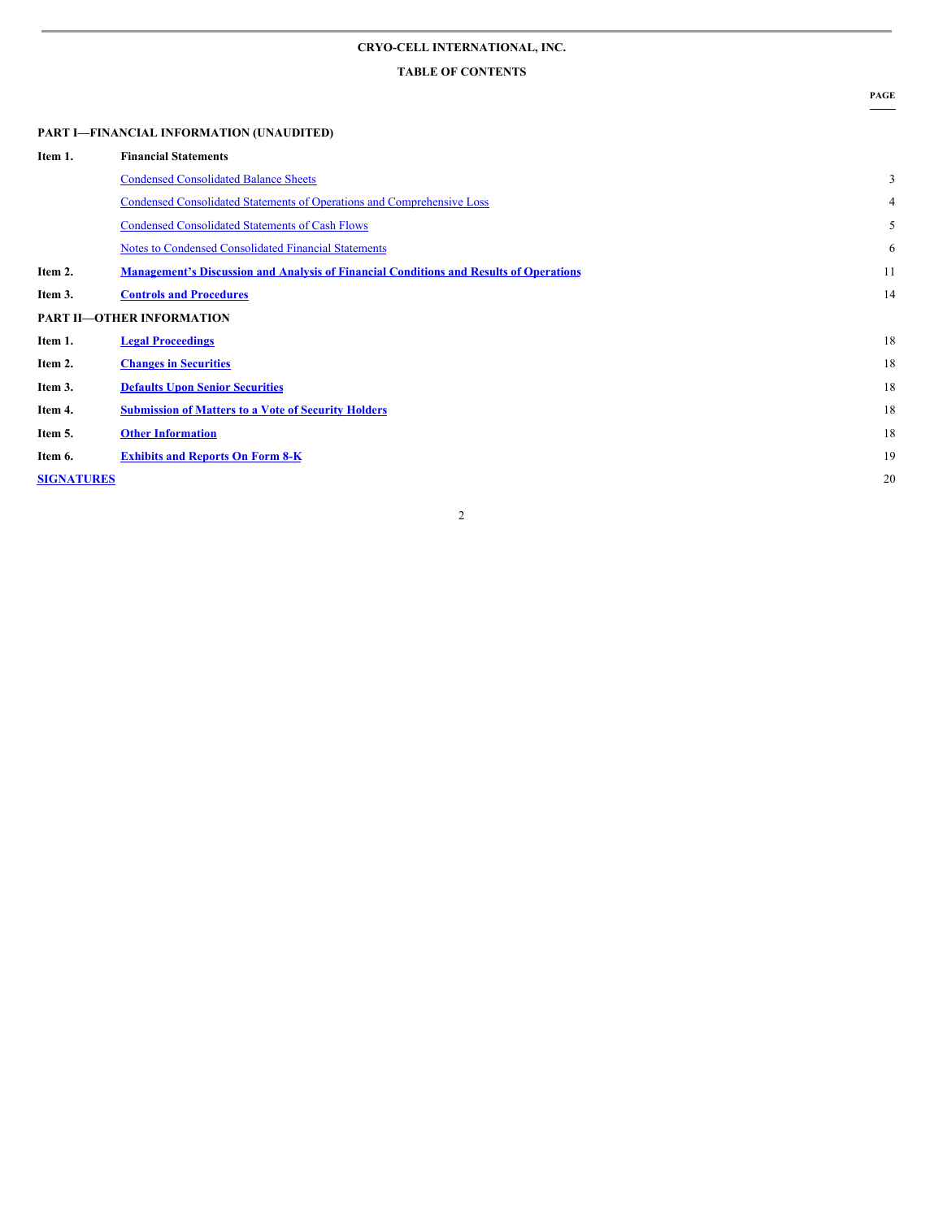**CRYO-CELL INTERNATIONAL, INC.**

**TABLE OF CONTENTS**

| | | PAGE |
|---|---|---|
| **PART I—FINANCIAL INFORMATION (UNAUDITED)** | | |
| **Item 1.** | **Financial Statements** | |
| | Condensed Consolidated Balance Sheets | 3 |
| | Condensed Consolidated Statements of Operations and Comprehensive Loss | 4 |
| | Condensed Consolidated Statements of Cash Flows | 5 |
| | Notes to Condensed Consolidated Financial Statements | 6 |
| **Item 2.** | **Management's Discussion and Analysis of Financial Conditions and Results of Operations** | 11 |
| **Item 3.** | **Controls and Procedures** | 14 |
| **PART II—OTHER INFORMATION** | | |
| **Item 1.** | **Legal Proceedings** | 18 |
| **Item 2.** | **Changes in Securities** | 18 |
| **Item 3.** | **Defaults Upon Senior Securities** | 18 |
| **Item 4.** | **Submission of Matters to a Vote of Security Holders** | 18 |
| **Item 5.** | **Other Information** | 18 |
| **Item 6.** | **Exhibits and Reports On Form 8-K** | 19 |
| **SIGNATURES** | | 20 |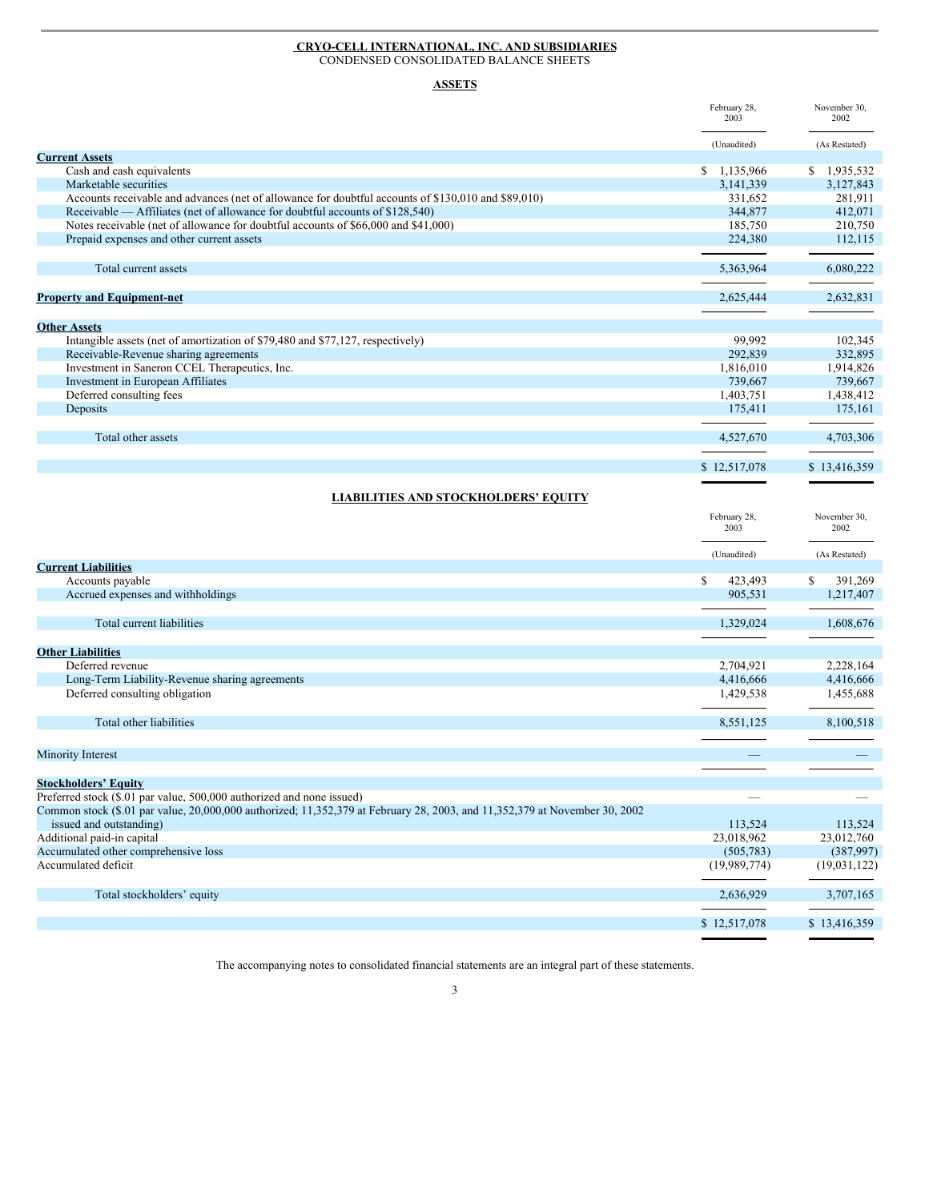**CRYO-CELL INTERNATIONAL, INC. AND SUBSIDIARIES**
CONDENSED CONSOLIDATED BALANCE SHEETS

**ASSETS**

| | February 28, 2003 | November 30, 2002 |
|---|---|---|
| | (Unaudited) | (As Restated) |
| **Current Assets** | | |
| Cash and cash equivalents | $ 1,135,966 | $ 1,935,532 |
| Marketable securities | 3,141,339 | 3,127,843 |
| Accounts receivable and advances (net of allowance for doubtful accounts of $130,010 and $89,010) | 331,652 | 281,911 |
| Receivable — Affiliates (net of allowance for doubtful accounts of $128,540) | 344,877 | 412,071 |
| Notes receivable (net of allowance for doubtful accounts of $66,000 and $41,000) | 185,750 | 210,750 |
| Prepaid expenses and other current assets | 224,380 | 112,115 |
| Total current assets | 5,363,964 | 6,080,222 |
| **Property and Equipment-net** | 2,625,444 | 2,632,831 |
| **Other Assets** | | |
| Intangible assets (net of amortization of $79,480 and $77,127, respectively) | 99,992 | 102,345 |
| Receivable-Revenue sharing agreements | 292,839 | 332,895 |
| Investment in Saneron CCEL Therapeutics, Inc. | 1,816,010 | 1,914,826 |
| Investment in European Affiliates | 739,667 | 739,667 |
| Deferred consulting fees | 1,403,751 | 1,438,412 |
| Deposits | 175,411 | 175,161 |
| Total other assets | 4,527,670 | 4,703,306 |
| | $ 12,517,078 | $ 13,416,359 |

**LIABILITIES AND STOCKHOLDERS' EQUITY**

| | February 28, 2003 | November 30, 2002 |
|---|---|---|
| | (Unaudited) | (As Restated) |
| **Current Liabilities** | | |
| Accounts payable | $ 423,493 | $ 391,269 |
| Accrued expenses and withholdings | 905,531 | 1,217,407 |
| Total current liabilities | 1,329,024 | 1,608,676 |
| **Other Liabilities** | | |
| Deferred revenue | 2,704,921 | 2,228,164 |
| Long-Term Liability-Revenue sharing agreements | 4,416,666 | 4,416,666 |
| Deferred consulting obligation | 1,429,538 | 1,455,688 |
| Total other liabilities | 8,551,125 | 8,100,518 |
| Minority Interest | — | — |
| **Stockholders' Equity** | | |
| Preferred stock ($.01 par value, 500,000 authorized and none issued) | — | — |
| Common stock ($.01 par value, 20,000,000 authorized; 11,352,379 at February 28, 2003, and 11,352,379 at November 30, 2002 issued and outstanding) | 113,524 | 113,524 |
| Additional paid-in capital | 23,018,962 | 23,012,760 |
| Accumulated other comprehensive loss | (505,783) | (387,997) |
| Accumulated deficit | (19,989,774) | (19,031,122) |
| Total stockholders' equity | 2,636,929 | 3,707,165 |
| | $ 12,517,078 | $ 13,416,359 |

The accompanying notes to consolidated financial statements are an integral part of these statements.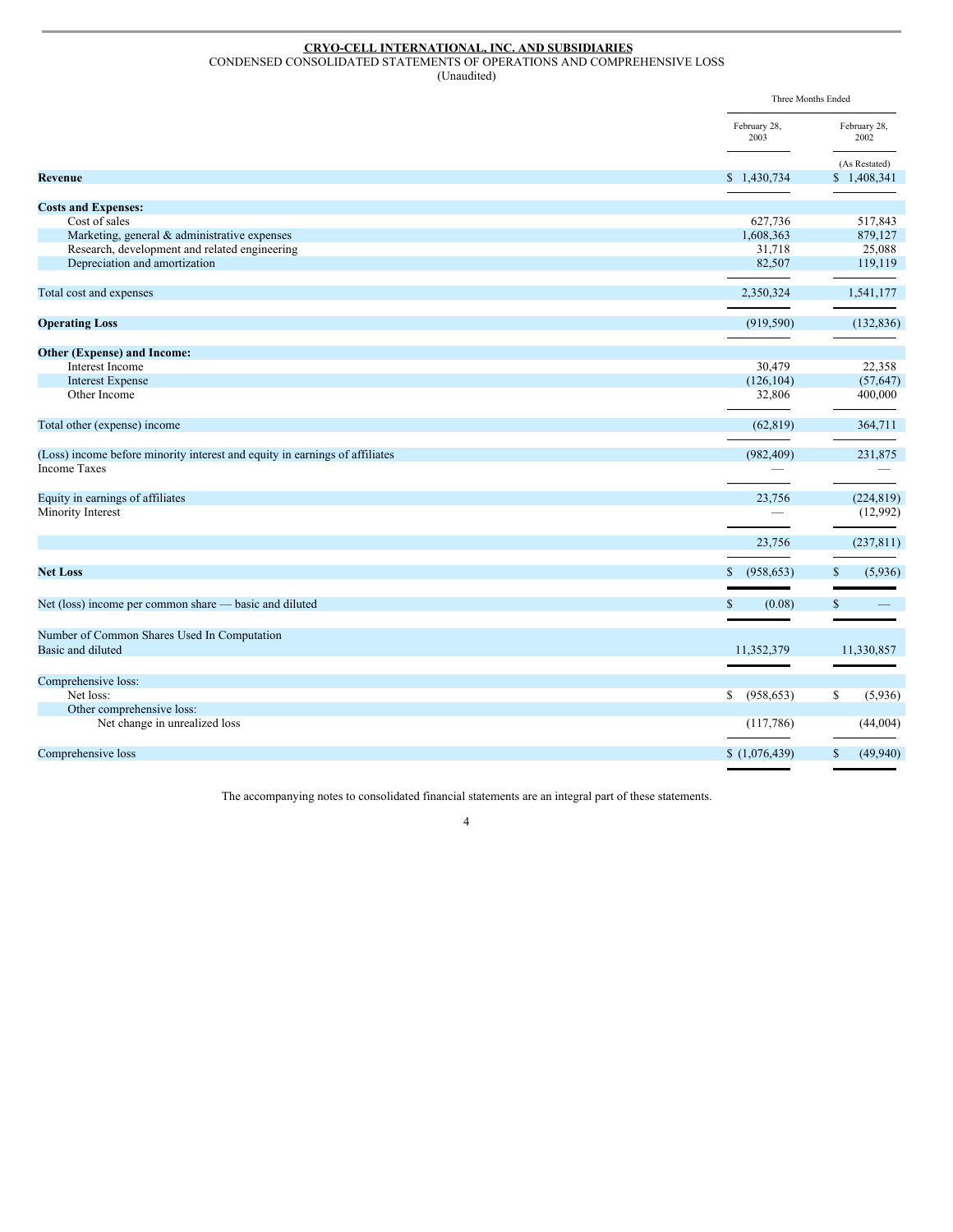**CRYO-CELL INTERNATIONAL, INC. AND SUBSIDIARIES**

CONDENSED CONSOLIDATED STATEMENTS OF OPERATIONS AND COMPREHENSIVE LOSS

(Unaudited)

| | Three Months Ended | |
|---|---|---|
| | February 28, 2003 | February 28, 2002 |
| | | (As Restated) |
| **Revenue** | $ 1,430,734 | $ 1,408,341 |
| **Costs and Expenses:** | | |
| Cost of sales | 627,736 | 517,843 |
| Marketing, general & administrative expenses | 1,608,363 | 879,127 |
| Research, development and related engineering | 31,718 | 25,088 |
| Depreciation and amortization | 82,507 | 119,119 |
| Total cost and expenses | 2,350,324 | 1,541,177 |
| **Operating Loss** | (919,590) | (132,836) |
| **Other (Expense) and Income:** | | |
| Interest Income | 30,479 | 22,358 |
| Interest Expense | (126,104) | (57,647) |
| Other Income | 32,806 | 400,000 |
| Total other (expense) income | (62,819) | 364,711 |
| (Loss) income before minority interest and equity in earnings of affiliates | (982,409) | 231,875 |
| Income Taxes | — | — |
| Equity in earnings of affiliates | 23,756 | (224,819) |
| Minority Interest | — | (12,992) |
| | 23,756 | (237,811) |
| **Net Loss** | $ (958,653) | $ (5,936) |
| Net (loss) income per common share — basic and diluted | $ (0.08) | $ — |
| Number of Common Shares Used In Computation Basic and diluted | 11,352,379 | 11,330,857 |
| Comprehensive loss: | | |
| Net loss: | $ (958,653) | $ (5,936) |
| Other comprehensive loss: | | |
| Net change in unrealized loss | (117,786) | (44,004) |
| Comprehensive loss | $ (1,076,439) | $ (49,940) |

The accompanying notes to consolidated financial statements are an integral part of these statements.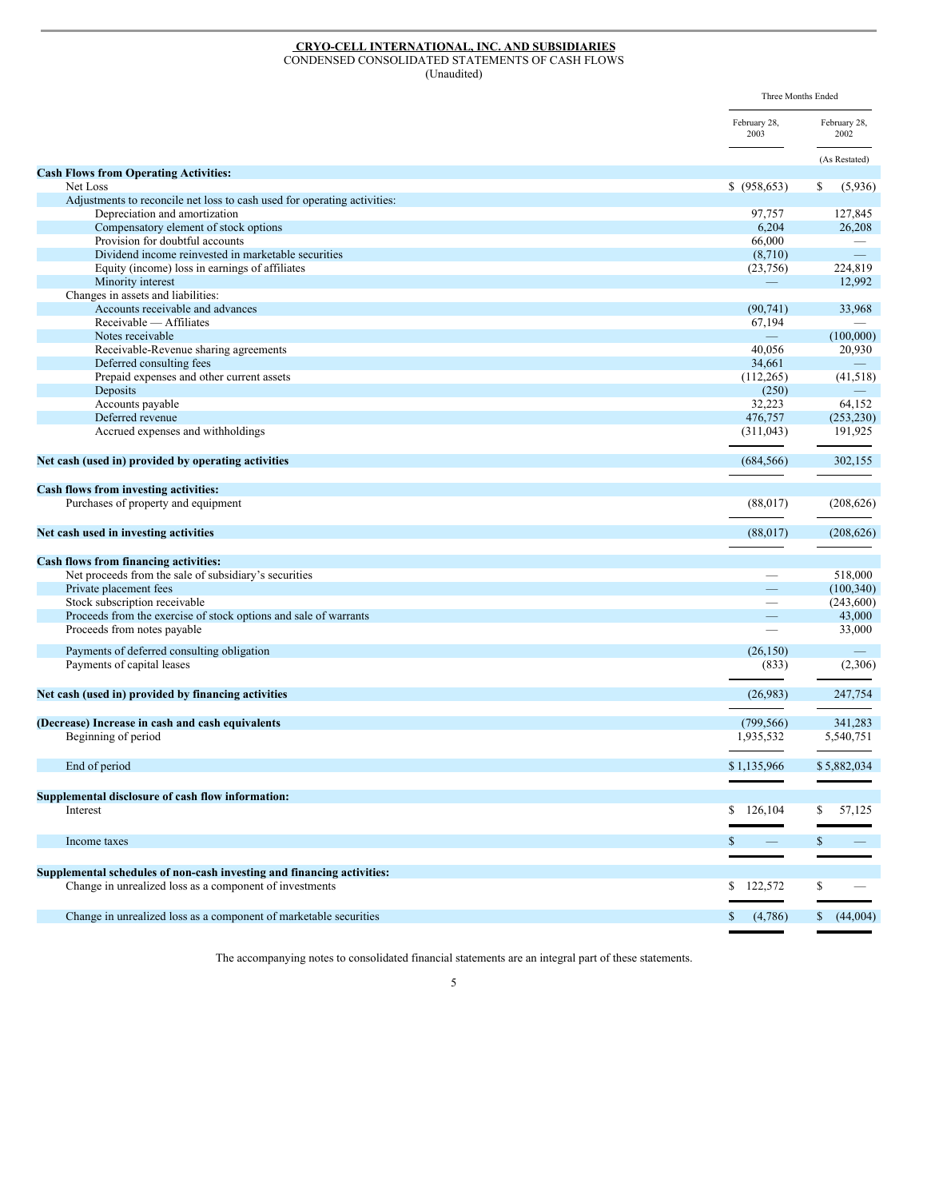**CRYO-CELL INTERNATIONAL, INC. AND SUBSIDIARIES**

CONDENSED CONSOLIDATED STATEMENTS OF CASH FLOWS

(Unaudited)

| | Three Months Ended | |
|---|---|---|
| | February 28, 2003 | February 28, 2002 |
| | | (As Restated) |
| **Cash Flows from Operating Activities:** | | |
| Net Loss | $ (958,653) | $ (5,936) |
| Adjustments to reconcile net loss to cash used for operating activities: | | |
| Depreciation and amortization | 97,757 | 127,845 |
| Compensatory element of stock options | 6,204 | 26,208 |
| Provision for doubtful accounts | 66,000 | — |
| Dividend income reinvested in marketable securities | (8,710) | — |
| Equity (income) loss in earnings of affiliates | (23,756) | 224,819 |
| Minority interest | — | 12,992 |
| Changes in assets and liabilities: | | |
| Accounts receivable and advances | (90,741) | 33,968 |
| Receivable — Affiliates | 67,194 | — |
| Notes receivable | — | (100,000) |
| Receivable-Revenue sharing agreements | 40,056 | 20,930 |
| Deferred consulting fees | 34,661 | — |
| Prepaid expenses and other current assets | (112,265) | (41,518) |
| Deposits | (250) | — |
| Accounts payable | 32,223 | 64,152 |
| Deferred revenue | 476,757 | (253,230) |
| Accrued expenses and withholdings | (311,043) | 191,925 |
| **Net cash (used in) provided by operating activities** | (684,566) | 302,155 |
| **Cash flows from investing activities:** | | |
| Purchases of property and equipment | (88,017) | (208,626) |
| **Net cash used in investing activities** | (88,017) | (208,626) |
| **Cash flows from financing activities:** | | |
| Net proceeds from the sale of subsidiary's securities | — | 518,000 |
| Private placement fees | — | (100,340) |
| Stock subscription receivable | — | (243,600) |
| Proceeds from the exercise of stock options and sale of warrants | — | 43,000 |
| Proceeds from notes payable | — | 33,000 |
| Payments of deferred consulting obligation | (26,150) | — |
| Payments of capital leases | (833) | (2,306) |
| **Net cash (used in) provided by financing activities** | (26,983) | 247,754 |
| **(Decrease) Increase in cash and cash equivalents** | (799,566) | 341,283 |
| Beginning of period | 1,935,532 | 5,540,751 |
| End of period | $ 1,135,966 | $ 5,882,034 |
| **Supplemental disclosure of cash flow information:** | | |
| Interest | $ 126,104 | $ 57,125 |
| Income taxes | $ — | $ — |
| **Supplemental schedules of non-cash investing and financing activities:** | | |
| Change in unrealized loss as a component of investments | $ 122,572 | $ — |
| Change in unrealized loss as a component of marketable securities | $ (4,786) | $ (44,004) |

The accompanying notes to consolidated financial statements are an integral part of these statements.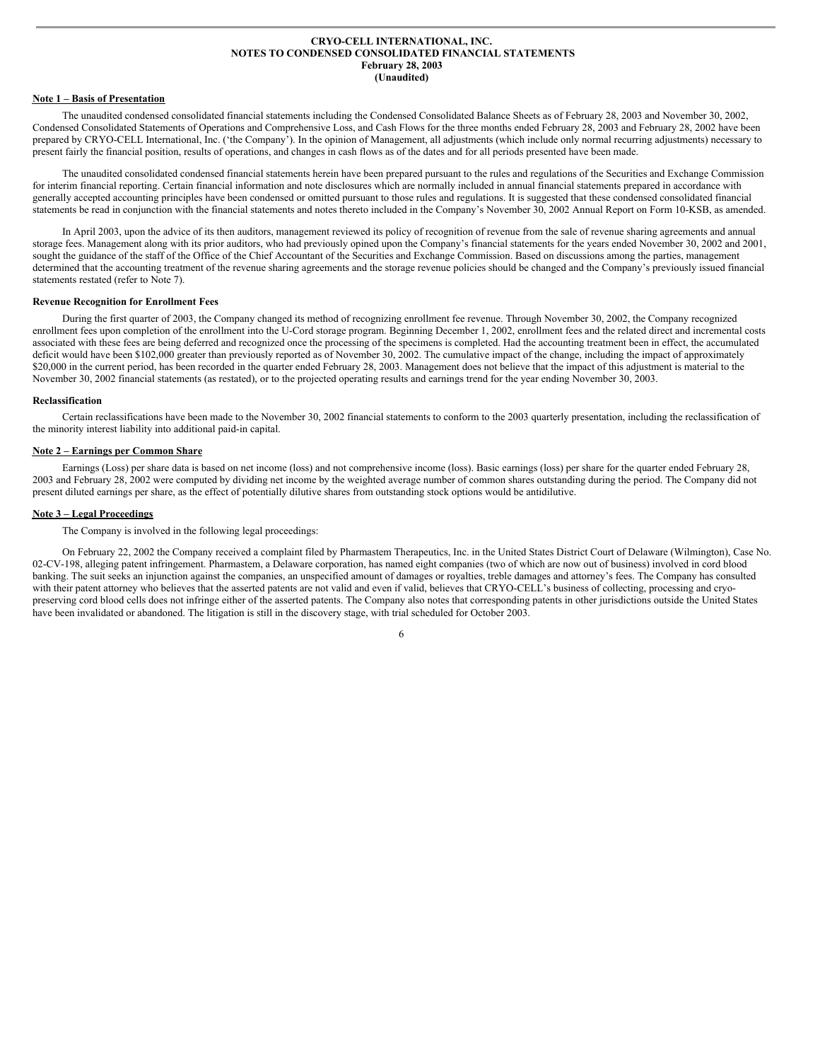**CRYO-CELL INTERNATIONAL, INC.**
**NOTES TO CONDENSED CONSOLIDATED FINANCIAL STATEMENTS**
**February 28, 2003**
**(Unaudited)**

**Note 1 – Basis of Presentation**

The unaudited condensed consolidated financial statements including the Condensed Consolidated Balance Sheets as of February 28, 2003 and November 30, 2002, Condensed Consolidated Statements of Operations and Comprehensive Loss, and Cash Flows for the three months ended February 28, 2003 and February 28, 2002 have been prepared by CRYO-CELL International, Inc. ('the Company'). In the opinion of Management, all adjustments (which include only normal recurring adjustments) necessary to present fairly the financial position, results of operations, and changes in cash flows as of the dates and for all periods presented have been made.

The unaudited consolidated condensed financial statements herein have been prepared pursuant to the rules and regulations of the Securities and Exchange Commission for interim financial reporting. Certain financial information and note disclosures which are normally included in annual financial statements prepared in accordance with generally accepted accounting principles have been condensed or omitted pursuant to those rules and regulations. It is suggested that these condensed consolidated financial statements be read in conjunction with the financial statements and notes thereto included in the Company's November 30, 2002 Annual Report on Form 10-KSB, as amended.

In April 2003, upon the advice of its then auditors, management reviewed its policy of recognition of revenue from the sale of revenue sharing agreements and annual storage fees. Management along with its prior auditors, who had previously opined upon the Company's financial statements for the years ended November 30, 2002 and 2001, sought the guidance of the staff of the Office of the Chief Accountant of the Securities and Exchange Commission. Based on discussions among the parties, management determined that the accounting treatment of the revenue sharing agreements and the storage revenue policies should be changed and the Company's previously issued financial statements restated (refer to Note 7).

**Revenue Recognition for Enrollment Fees**

During the first quarter of 2003, the Company changed its method of recognizing enrollment fee revenue. Through November 30, 2002, the Company recognized enrollment fees upon completion of the enrollment into the U-Cord storage program. Beginning December 1, 2002, enrollment fees and the related direct and incremental costs associated with these fees are being deferred and recognized once the processing of the specimens is completed. Had the accounting treatment been in effect, the accumulated deficit would have been $102,000 greater than previously reported as of November 30, 2002. The cumulative impact of the change, including the impact of approximately $20,000 in the current period, has been recorded in the quarter ended February 28, 2003. Management does not believe that the impact of this adjustment is material to the November 30, 2002 financial statements (as restated), or to the projected operating results and earnings trend for the year ending November 30, 2003.

**Reclassification**

Certain reclassifications have been made to the November 30, 2002 financial statements to conform to the 2003 quarterly presentation, including the reclassification of the minority interest liability into additional paid-in capital.

**Note 2 – Earnings per Common Share**

Earnings (Loss) per share data is based on net income (loss) and not comprehensive income (loss). Basic earnings (loss) per share for the quarter ended February 28, 2003 and February 28, 2002 were computed by dividing net income by the weighted average number of common shares outstanding during the period. The Company did not present diluted earnings per share, as the effect of potentially dilutive shares from outstanding stock options would be antidilutive.

**Note 3 – Legal Proceedings**

The Company is involved in the following legal proceedings:

On February 22, 2002 the Company received a complaint filed by Pharmastem Therapeutics, Inc. in the United States District Court of Delaware (Wilmington), Case No. 02-CV-198, alleging patent infringement. Pharmastem, a Delaware corporation, has named eight companies (two of which are now out of business) involved in cord blood banking. The suit seeks an injunction against the companies, an unspecified amount of damages or royalties, treble damages and attorney's fees. The Company has consulted with their patent attorney who believes that the asserted patents are not valid and even if valid, believes that CRYO-CELL's business of collecting, processing and cryo-preserving cord blood cells does not infringe either of the asserted patents. The Company also notes that corresponding patents in other jurisdictions outside the United States have been invalidated or abandoned. The litigation is still in the discovery stage, with trial scheduled for October 2003.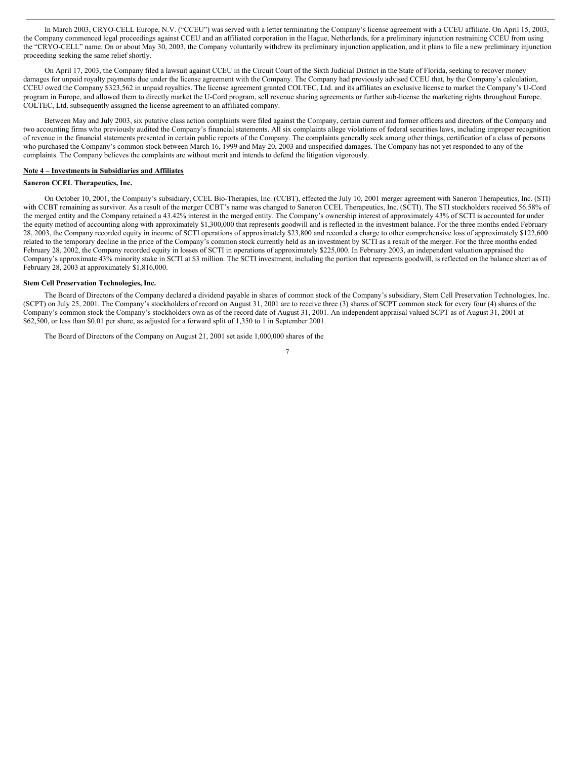In March 2003, CRYO-CELL Europe, N.V. ("CCEU") was served with a letter terminating the Company's license agreement with a CCEU affiliate. On April 15, 2003, the Company commenced legal proceedings against CCEU and an affiliated corporation in the Hague, Netherlands, for a preliminary injunction restraining CCEU from using the "CRYO-CELL" name. On or about May 30, 2003, the Company voluntarily withdrew its preliminary injunction application, and it plans to file a new preliminary injunction proceeding seeking the same relief shortly.

On April 17, 2003, the Company filed a lawsuit against CCEU in the Circuit Court of the Sixth Judicial District in the State of Florida, seeking to recover money damages for unpaid royalty payments due under the license agreement with the Company. The Company had previously advised CCEU that, by the Company's calculation, CCEU owed the Company $323,562 in unpaid royalties. The license agreement granted COLTEC, Ltd. and its affiliates an exclusive license to market the Company's U-Cord program in Europe, and allowed them to directly market the U-Cord program, sell revenue sharing agreements or further sub-license the marketing rights throughout Europe. COLTEC, Ltd. subsequently assigned the license agreement to an affiliated company.

Between May and July 2003, six putative class action complaints were filed against the Company, certain current and former officers and directors of the Company and two accounting firms who previously audited the Company's financial statements. All six complaints allege violations of federal securities laws, including improper recognition of revenue in the financial statements presented in certain public reports of the Company. The complaints generally seek among other things, certification of a class of persons who purchased the Company's common stock between March 16, 1999 and May 20, 2003 and unspecified damages. The Company has not yet responded to any of the complaints. The Company believes the complaints are without merit and intends to defend the litigation vigorously.

## Note 4 – Investments in Subsidiaries and Affiliates

### Saneron CCEL Therapeutics, Inc.

On October 10, 2001, the Company's subsidiary, CCEL Bio-Therapies, Inc. (CCBT), effected the July 10, 2001 merger agreement with Saneron Therapeutics, Inc. (STI) with CCBT remaining as survivor. As a result of the merger CCBT's name was changed to Saneron CCEL Therapeutics, Inc. (SCTI). The STI stockholders received 56.58% of the merged entity and the Company retained a 43.42% interest in the merged entity. The Company's ownership interest of approximately 43% of SCTI is accounted for under the equity method of accounting along with approximately $1,300,000 that represents goodwill and is reflected in the investment balance. For the three months ended February 28, 2003, the Company recorded equity in income of SCTI operations of approximately $23,800 and recorded a charge to other comprehensive loss of approximately $122,600 related to the temporary decline in the price of the Company's common stock currently held as an investment by SCTI as a result of the merger. For the three months ended February 28, 2002, the Company recorded equity in losses of SCTI in operations of approximately $225,000. In February 2003, an independent valuation appraised the Company's approximate 43% minority stake in SCTI at $3 million. The SCTI investment, including the portion that represents goodwill, is reflected on the balance sheet as of February 28, 2003 at approximately $1,816,000.

### Stem Cell Preservation Technologies, Inc.

The Board of Directors of the Company declared a dividend payable in shares of common stock of the Company's subsidiary, Stem Cell Preservation Technologies, Inc. (SCPT) on July 25, 2001. The Company's stockholders of record on August 31, 2001 are to receive three (3) shares of SCPT common stock for every four (4) shares of the Company's common stock the Company's stockholders own as of the record date of August 31, 2001. An independent appraisal valued SCPT as of August 31, 2001 at $62,500, or less than $0.01 per share, as adjusted for a forward split of 1,350 to 1 in September 2001.

The Board of Directors of the Company on August 21, 2001 set aside 1,000,000 shares of the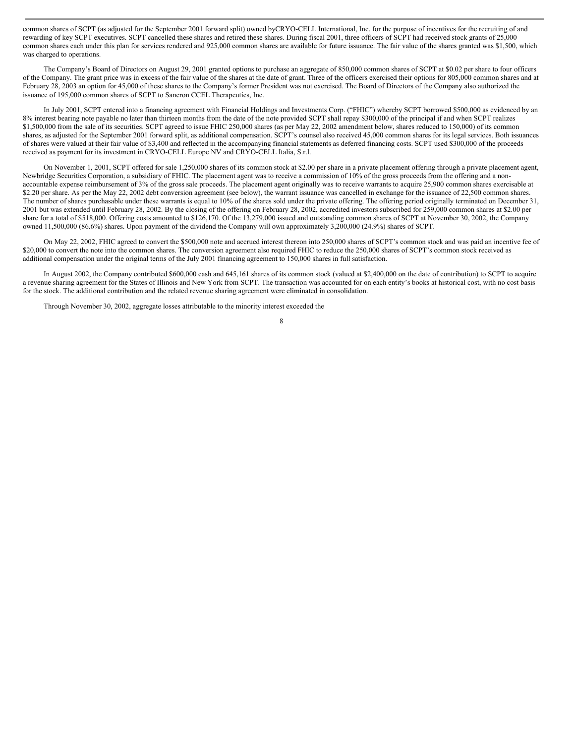common shares of SCPT (as adjusted for the September 2001 forward split) owned byCRYO-CELL International, Inc. for the purpose of incentives for the recruiting of and rewarding of key SCPT executives. SCPT cancelled these shares and retired these shares. During fiscal 2001, three officers of SCPT had received stock grants of 25,000 common shares each under this plan for services rendered and 925,000 common shares are available for future issuance. The fair value of the shares granted was $1,500, which was charged to operations.

The Company's Board of Directors on August 29, 2001 granted options to purchase an aggregate of 850,000 common shares of SCPT at $0.02 per share to four officers of the Company. The grant price was in excess of the fair value of the shares at the date of grant. Three of the officers exercised their options for 805,000 common shares and at February 28, 2003 an option for 45,000 of these shares to the Company's former President was not exercised. The Board of Directors of the Company also authorized the issuance of 195,000 common shares of SCPT to Saneron CCEL Therapeutics, Inc.

In July 2001, SCPT entered into a financing agreement with Financial Holdings and Investments Corp. ("FHIC") whereby SCPT borrowed $500,000 as evidenced by an 8% interest bearing note payable no later than thirteen months from the date of the note provided SCPT shall repay $300,000 of the principal if and when SCPT realizes $1,500,000 from the sale of its securities. SCPT agreed to issue FHIC 250,000 shares (as per May 22, 2002 amendment below, shares reduced to 150,000) of its common shares, as adjusted for the September 2001 forward split, as additional compensation. SCPT's counsel also received 45,000 common shares for its legal services. Both issuances of shares were valued at their fair value of $3,400 and reflected in the accompanying financial statements as deferred financing costs. SCPT used $300,000 of the proceeds received as payment for its investment in CRYO-CELL Europe NV and CRYO-CELL Italia, S.r.l.

On November 1, 2001, SCPT offered for sale 1,250,000 shares of its common stock at $2.00 per share in a private placement offering through a private placement agent, Newbridge Securities Corporation, a subsidiary of FHIC. The placement agent was to receive a commission of 10% of the gross proceeds from the offering and a non-accountable expense reimbursement of 3% of the gross sale proceeds. The placement agent originally was to receive warrants to acquire 25,900 common shares exercisable at $2.20 per share. As per the May 22, 2002 debt conversion agreement (see below), the warrant issuance was cancelled in exchange for the issuance of 22,500 common shares. The number of shares purchasable under these warrants is equal to 10% of the shares sold under the private offering. The offering period originally terminated on December 31, 2001 but was extended until February 28, 2002. By the closing of the offering on February 28, 2002, accredited investors subscribed for 259,000 common shares at $2.00 per share for a total of $518,000. Offering costs amounted to $126,170. Of the 13,279,000 issued and outstanding common shares of SCPT at November 30, 2002, the Company owned 11,500,000 (86.6%) shares. Upon payment of the dividend the Company will own approximately 3,200,000 (24.9%) shares of SCPT.

On May 22, 2002, FHIC agreed to convert the $500,000 note and accrued interest thereon into 250,000 shares of SCPT's common stock and was paid an incentive fee of $20,000 to convert the note into the common shares. The conversion agreement also required FHIC to reduce the 250,000 shares of SCPT's common stock received as additional compensation under the original terms of the July 2001 financing agreement to 150,000 shares in full satisfaction.

In August 2002, the Company contributed $600,000 cash and 645,161 shares of its common stock (valued at $2,400,000 on the date of contribution) to SCPT to acquire a revenue sharing agreement for the States of Illinois and New York from SCPT. The transaction was accounted for on each entity's books at historical cost, with no cost basis for the stock. The additional contribution and the related revenue sharing agreement were eliminated in consolidation.

Through November 30, 2002, aggregate losses attributable to the minority interest exceeded the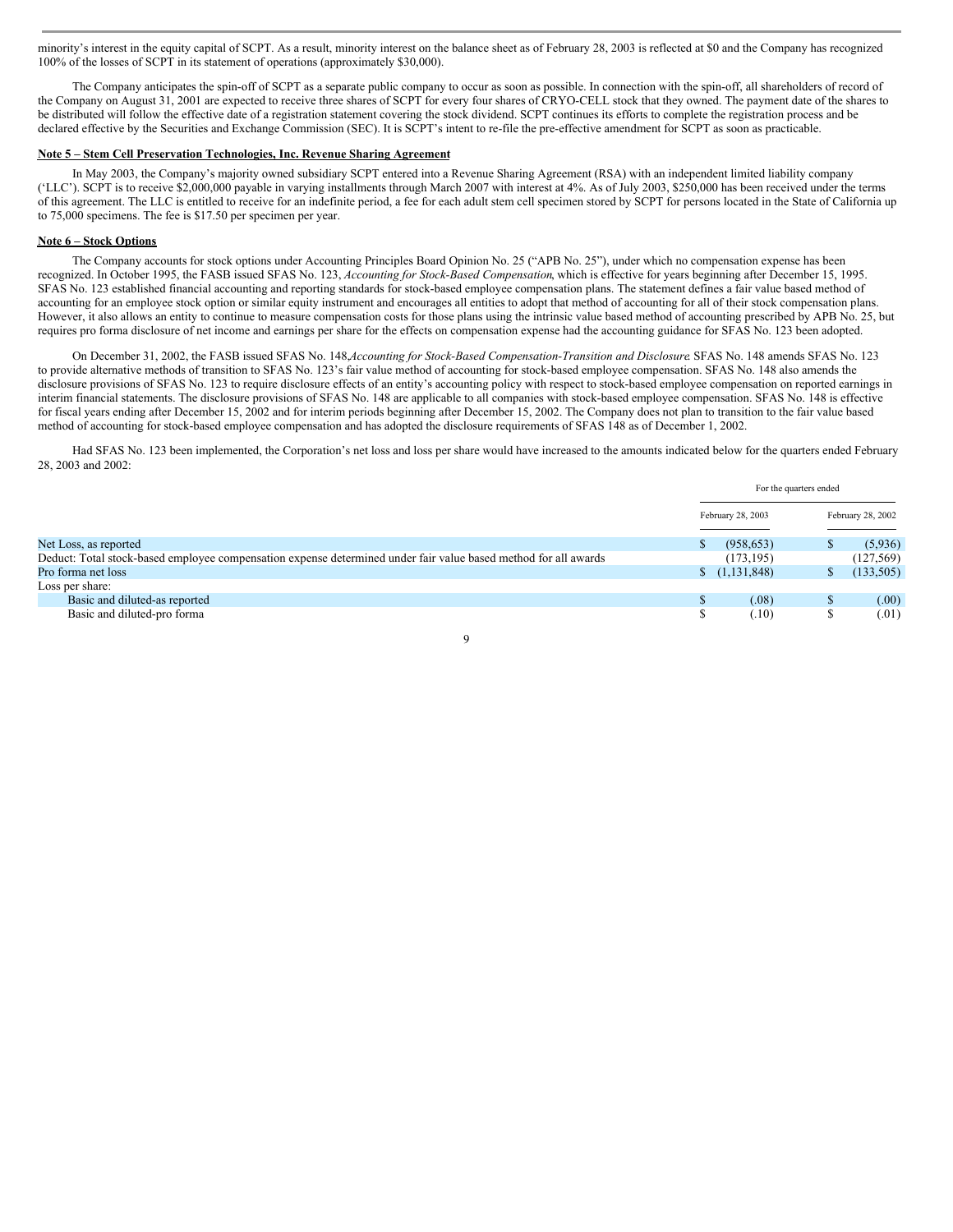minority's interest in the equity capital of SCPT. As a result, minority interest on the balance sheet as of February 28, 2003 is reflected at $0 and the Company has recognized 100% of the losses of SCPT in its statement of operations (approximately $30,000).

The Company anticipates the spin-off of SCPT as a separate public company to occur as soon as possible. In connection with the spin-off, all shareholders of record of the Company on August 31, 2001 are expected to receive three shares of SCPT for every four shares of CRYO-CELL stock that they owned. The payment date of the shares to be distributed will follow the effective date of a registration statement covering the stock dividend. SCPT continues its efforts to complete the registration process and be declared effective by the Securities and Exchange Commission (SEC). It is SCPT's intent to re-file the pre-effective amendment for SCPT as soon as practicable.

**Note 5 – Stem Cell Preservation Technologies, Inc. Revenue Sharing Agreement**

In May 2003, the Company's majority owned subsidiary SCPT entered into a Revenue Sharing Agreement (RSA) with an independent limited liability company ('LLC'). SCPT is to receive $2,000,000 payable in varying installments through March 2007 with interest at 4%. As of July 2003, $250,000 has been received under the terms of this agreement. The LLC is entitled to receive for an indefinite period, a fee for each adult stem cell specimen stored by SCPT for persons located in the State of California up to 75,000 specimens. The fee is $17.50 per specimen per year.

**Note 6 – Stock Options**

The Company accounts for stock options under Accounting Principles Board Opinion No. 25 ("APB No. 25"), under which no compensation expense has been recognized. In October 1995, the FASB issued SFAS No. 123, *Accounting for Stock-Based Compensation*, which is effective for years beginning after December 15, 1995. SFAS No. 123 established financial accounting and reporting standards for stock-based employee compensation plans. The statement defines a fair value based method of accounting for an employee stock option or similar equity instrument and encourages all entities to adopt that method of accounting for all of their stock compensation plans. However, it also allows an entity to continue to measure compensation costs for those plans using the intrinsic value based method of accounting prescribed by APB No. 25, but requires pro forma disclosure of net income and earnings per share for the effects on compensation expense had the accounting guidance for SFAS No. 123 been adopted.

On December 31, 2002, the FASB issued SFAS No. 148, *Accounting for Stock-Based Compensation-Transition and Disclosure*. SFAS No. 148 amends SFAS No. 123 to provide alternative methods of transition to SFAS No. 123's fair value method of accounting for stock-based employee compensation. SFAS No. 148 also amends the disclosure provisions of SFAS No. 123 to require disclosure effects of an entity's accounting policy with respect to stock-based employee compensation on reported earnings in interim financial statements. The disclosure provisions of SFAS No. 148 are applicable to all companies with stock-based employee compensation. SFAS No. 148 is effective for fiscal years ending after December 15, 2002 and for interim periods beginning after December 15, 2002. The Company does not plan to transition to the fair value based method of accounting for stock-based employee compensation and has adopted the disclosure requirements of SFAS 148 as of December 1, 2002.

Had SFAS No. 123 been implemented, the Corporation's net loss and loss per share would have increased to the amounts indicated below for the quarters ended February 28, 2003 and 2002:

| | For the quarters ended | |
|---|---|---|
| | February 28, 2003 | February 28, 2002 |
| Net Loss, as reported | $ (958,653) | $ (5,936) |
| Deduct: Total stock-based employee compensation expense determined under fair value based method for all awards | (173,195) | (127,569) |
| Pro forma net loss | $ (1,131,848) | $ (133,505) |
| Loss per share: | | |
| Basic and diluted-as reported | $ (.08) | $ (.00) |
| Basic and diluted-pro forma | $ (.10) | $ (.01) |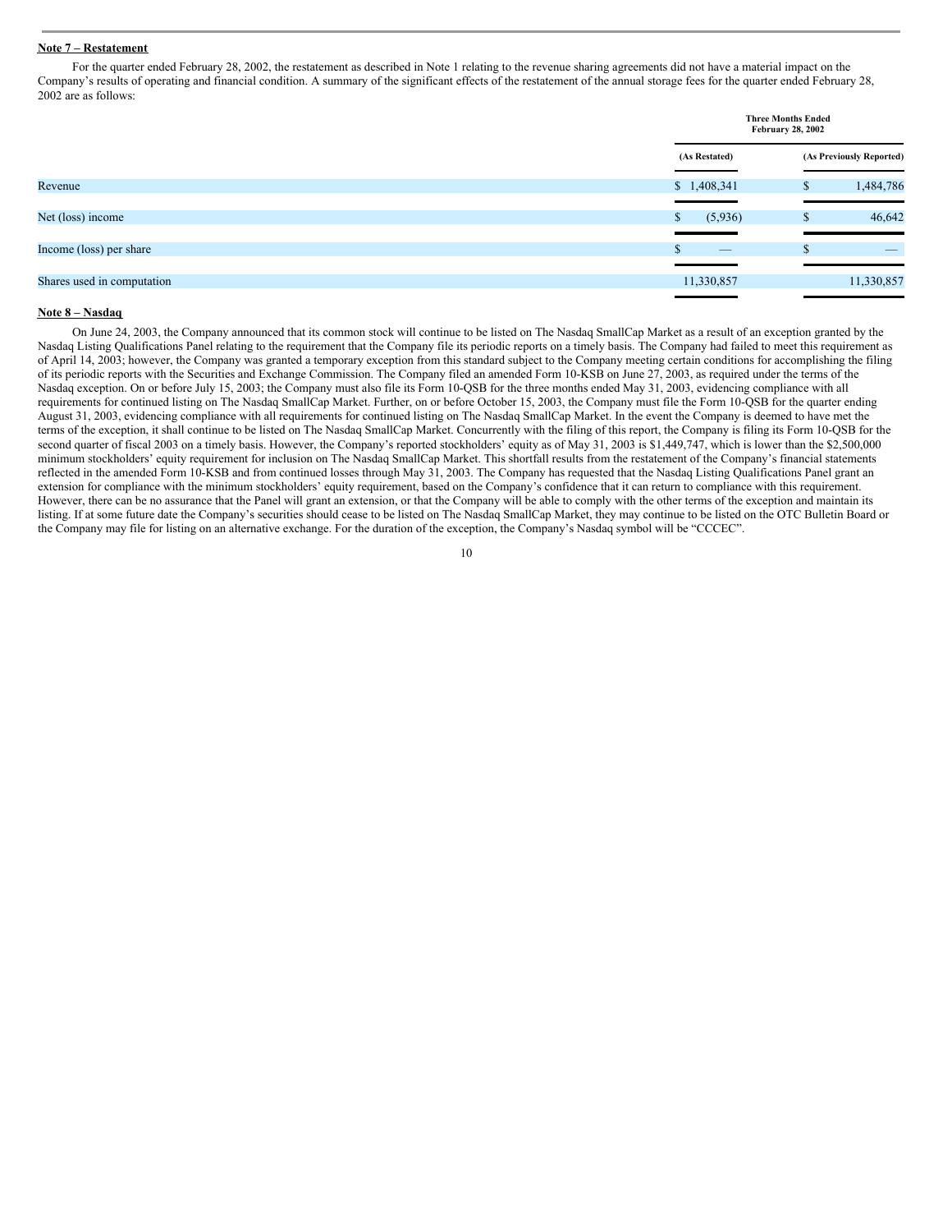**Note 7 – Restatement**

For the quarter ended February 28, 2002, the restatement as described in Note 1 relating to the revenue sharing agreements did not have a material impact on the Company's results of operating and financial condition. A summary of the significant effects of the restatement of the annual storage fees for the quarter ended February 28, 2002 are as follows:

| | Three Months Ended February 28, 2002 | |
|---|---|---|
| | (As Restated) | (As Previously Reported) |
| Revenue | $ 1,408,341 | $ 1,484,786 |
| Net (loss) income | $ (5,936) | $ 46,642 |
| Income (loss) per share | $ — | $ — |
| Shares used in computation | 11,330,857 | 11,330,857 |

**Note 8 – Nasdaq**

On June 24, 2003, the Company announced that its common stock will continue to be listed on The Nasdaq SmallCap Market as a result of an exception granted by the Nasdaq Listing Qualifications Panel relating to the requirement that the Company file its periodic reports on a timely basis. The Company had failed to meet this requirement as of April 14, 2003; however, the Company was granted a temporary exception from this standard subject to the Company meeting certain conditions for accomplishing the filing of its periodic reports with the Securities and Exchange Commission. The Company filed an amended Form 10-KSB on June 27, 2003, as required under the terms of the Nasdaq exception. On or before July 15, 2003; the Company must also file its Form 10-QSB for the three months ended May 31, 2003, evidencing compliance with all requirements for continued listing on The Nasdaq SmallCap Market. Further, on or before October 15, 2003, the Company must file the Form 10-QSB for the quarter ending August 31, 2003, evidencing compliance with all requirements for continued listing on The Nasdaq SmallCap Market. In the event the Company is deemed to have met the terms of the exception, it shall continue to be listed on The Nasdaq SmallCap Market. Concurrently with the filing of this report, the Company is filing its Form 10-QSB for the second quarter of fiscal 2003 on a timely basis. However, the Company's reported stockholders' equity as of May 31, 2003 is $1,449,747, which is lower than the $2,500,000 minimum stockholders' equity requirement for inclusion on The Nasdaq SmallCap Market. This shortfall results from the restatement of the Company's financial statements reflected in the amended Form 10-KSB and from continued losses through May 31, 2003. The Company has requested that the Nasdaq Listing Qualifications Panel grant an extension for compliance with the minimum stockholders' equity requirement, based on the Company's confidence that it can return to compliance with this requirement. However, there can be no assurance that the Panel will grant an extension, or that the Company will be able to comply with the other terms of the exception and maintain its listing. If at some future date the Company's securities should cease to be listed on The Nasdaq SmallCap Market, they may continue to be listed on the OTC Bulletin Board or the Company may file for listing on an alternative exchange. For the duration of the exception, the Company's Nasdaq symbol will be "CCCEC".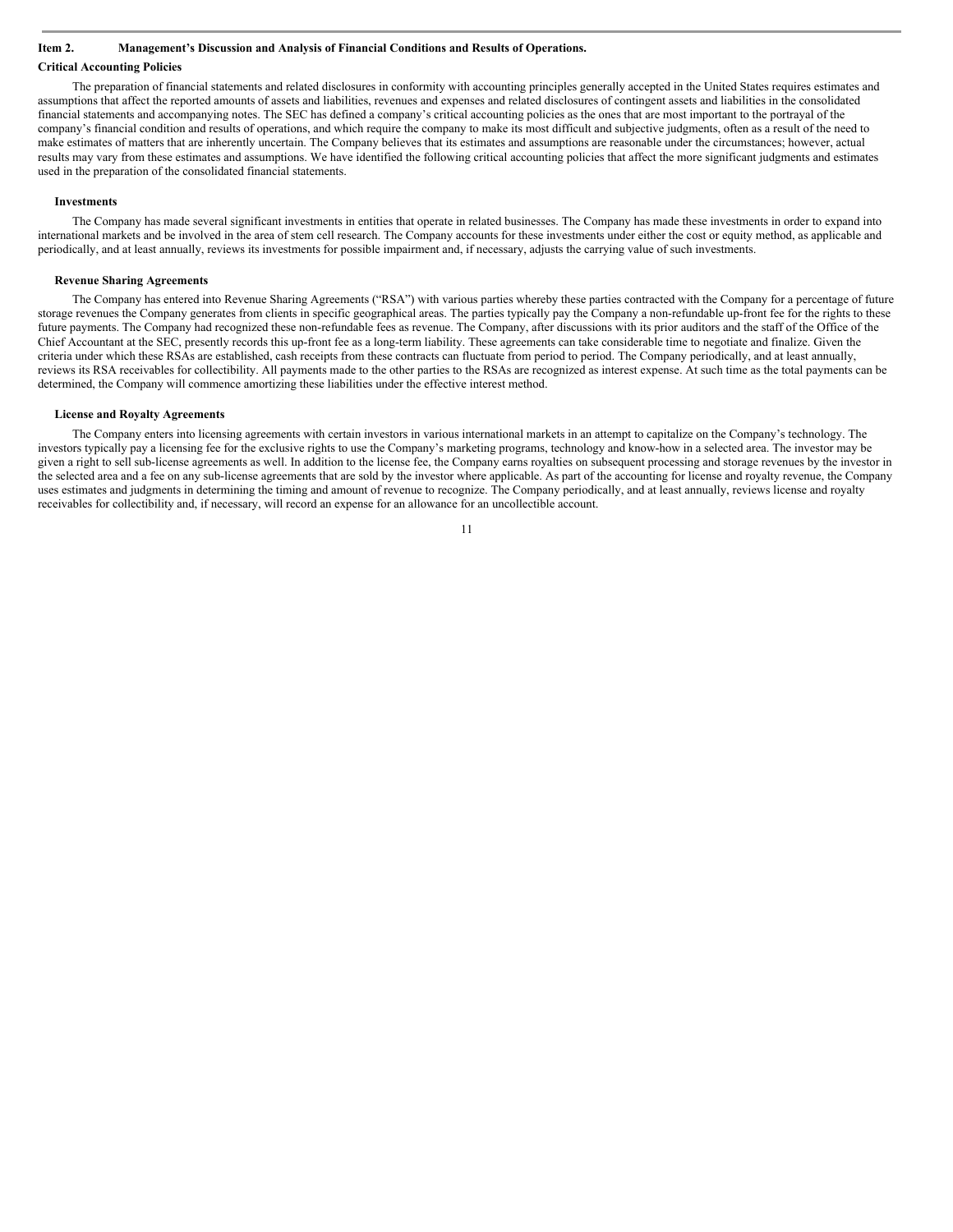## Item 2. Management's Discussion and Analysis of Financial Conditions and Results of Operations.

### Critical Accounting Policies

The preparation of financial statements and related disclosures in conformity with accounting principles generally accepted in the United States requires estimates and assumptions that affect the reported amounts of assets and liabilities, revenues and expenses and related disclosures of contingent assets and liabilities in the consolidated financial statements and accompanying notes. The SEC has defined a company's critical accounting policies as the ones that are most important to the portrayal of the company's financial condition and results of operations, and which require the company to make its most difficult and subjective judgments, often as a result of the need to make estimates of matters that are inherently uncertain. The Company believes that its estimates and assumptions are reasonable under the circumstances; however, actual results may vary from these estimates and assumptions. We have identified the following critical accounting policies that affect the more significant judgments and estimates used in the preparation of the consolidated financial statements.

#### Investments

The Company has made several significant investments in entities that operate in related businesses. The Company has made these investments in order to expand into international markets and be involved in the area of stem cell research. The Company accounts for these investments under either the cost or equity method, as applicable and periodically, and at least annually, reviews its investments for possible impairment and, if necessary, adjusts the carrying value of such investments.

#### Revenue Sharing Agreements

The Company has entered into Revenue Sharing Agreements ("RSA") with various parties whereby these parties contracted with the Company for a percentage of future storage revenues the Company generates from clients in specific geographical areas. The parties typically pay the Company a non-refundable up-front fee for the rights to these future payments. The Company had recognized these non-refundable fees as revenue. The Company, after discussions with its prior auditors and the staff of the Office of the Chief Accountant at the SEC, presently records this up-front fee as a long-term liability. These agreements can take considerable time to negotiate and finalize. Given the criteria under which these RSAs are established, cash receipts from these contracts can fluctuate from period to period. The Company periodically, and at least annually, reviews its RSA receivables for collectibility. All payments made to the other parties to the RSAs are recognized as interest expense. At such time as the total payments can be determined, the Company will commence amortizing these liabilities under the effective interest method.

#### License and Royalty Agreements

The Company enters into licensing agreements with certain investors in various international markets in an attempt to capitalize on the Company's technology. The investors typically pay a licensing fee for the exclusive rights to use the Company's marketing programs, technology and know-how in a selected area. The investor may be given a right to sell sub-license agreements as well. In addition to the license fee, the Company earns royalties on subsequent processing and storage revenues by the investor in the selected area and a fee on any sub-license agreements that are sold by the investor where applicable. As part of the accounting for license and royalty revenue, the Company uses estimates and judgments in determining the timing and amount of revenue to recognize. The Company periodically, and at least annually, reviews license and royalty receivables for collectibility and, if necessary, will record an expense for an allowance for an uncollectible account.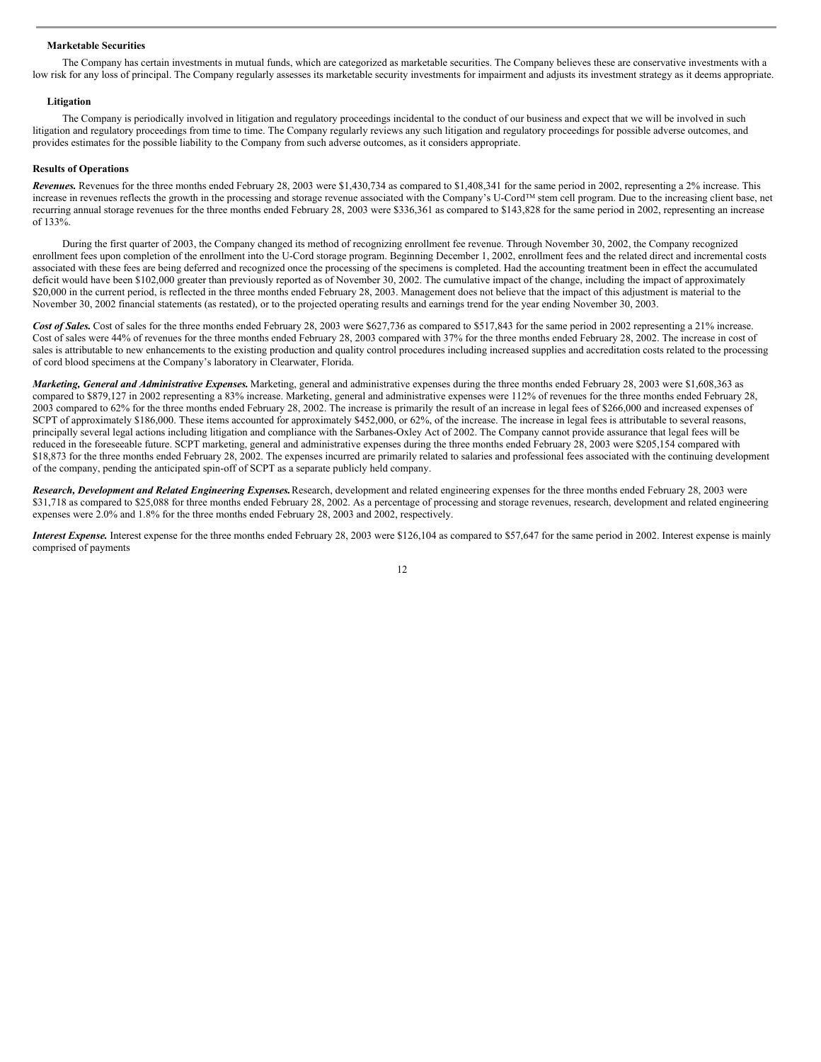**Marketable Securities**

The Company has certain investments in mutual funds, which are categorized as marketable securities. The Company believes these are conservative investments with a low risk for any loss of principal. The Company regularly assesses its marketable security investments for impairment and adjusts its investment strategy as it deems appropriate.

**Litigation**

The Company is periodically involved in litigation and regulatory proceedings incidental to the conduct of our business and expect that we will be involved in such litigation and regulatory proceedings from time to time. The Company regularly reviews any such litigation and regulatory proceedings for possible adverse outcomes, and provides estimates for the possible liability to the Company from such adverse outcomes, as it considers appropriate.

**Results of Operations**

***Revenues.*** Revenues for the three months ended February 28, 2003 were $1,430,734 as compared to $1,408,341 for the same period in 2002, representing a 2% increase. This increase in revenues reflects the growth in the processing and storage revenue associated with the Company's U-Cord™ stem cell program. Due to the increasing client base, net recurring annual storage revenues for the three months ended February 28, 2003 were $336,361 as compared to $143,828 for the same period in 2002, representing an increase of 133%.

During the first quarter of 2003, the Company changed its method of recognizing enrollment fee revenue. Through November 30, 2002, the Company recognized enrollment fees upon completion of the enrollment into the U-Cord storage program. Beginning December 1, 2002, enrollment fees and the related direct and incremental costs associated with these fees are being deferred and recognized once the processing of the specimens is completed. Had the accounting treatment been in effect the accumulated deficit would have been $102,000 greater than previously reported as of November 30, 2002. The cumulative impact of the change, including the impact of approximately $20,000 in the current period, is reflected in the three months ended February 28, 2003. Management does not believe that the impact of this adjustment is material to the November 30, 2002 financial statements (as restated), or to the projected operating results and earnings trend for the year ending November 30, 2003.

***Cost of Sales.*** Cost of sales for the three months ended February 28, 2003 were $627,736 as compared to $517,843 for the same period in 2002 representing a 21% increase. Cost of sales were 44% of revenues for the three months ended February 28, 2003 compared with 37% for the three months ended February 28, 2002. The increase in cost of sales is attributable to new enhancements to the existing production and quality control procedures including increased supplies and accreditation costs related to the processing of cord blood specimens at the Company's laboratory in Clearwater, Florida.

***Marketing, General and Administrative Expenses.*** Marketing, general and administrative expenses during the three months ended February 28, 2003 were $1,608,363 as compared to $879,127 in 2002 representing a 83% increase. Marketing, general and administrative expenses were 112% of revenues for the three months ended February 28, 2003 compared to 62% for the three months ended February 28, 2002. The increase is primarily the result of an increase in legal fees of $266,000 and increased expenses of SCPT of approximately $186,000. These items accounted for approximately $452,000, or 62%, of the increase. The increase in legal fees is attributable to several reasons, principally several legal actions including litigation and compliance with the Sarbanes-Oxley Act of 2002. The Company cannot provide assurance that legal fees will be reduced in the foreseeable future. SCPT marketing, general and administrative expenses during the three months ended February 28, 2003 were $205,154 compared with $18,873 for the three months ended February 28, 2002. The expenses incurred are primarily related to salaries and professional fees associated with the continuing development of the company, pending the anticipated spin-off of SCPT as a separate publicly held company.

***Research, Development and Related Engineering Expenses.*** Research, development and related engineering expenses for the three months ended February 28, 2003 were $31,718 as compared to $25,088 for three months ended February 28, 2002. As a percentage of processing and storage revenues, research, development and related engineering expenses were 2.0% and 1.8% for the three months ended February 28, 2003 and 2002, respectively.

***Interest Expense.*** Interest expense for the three months ended February 28, 2003 were $126,104 as compared to $57,647 for the same period in 2002. Interest expense is mainly comprised of payments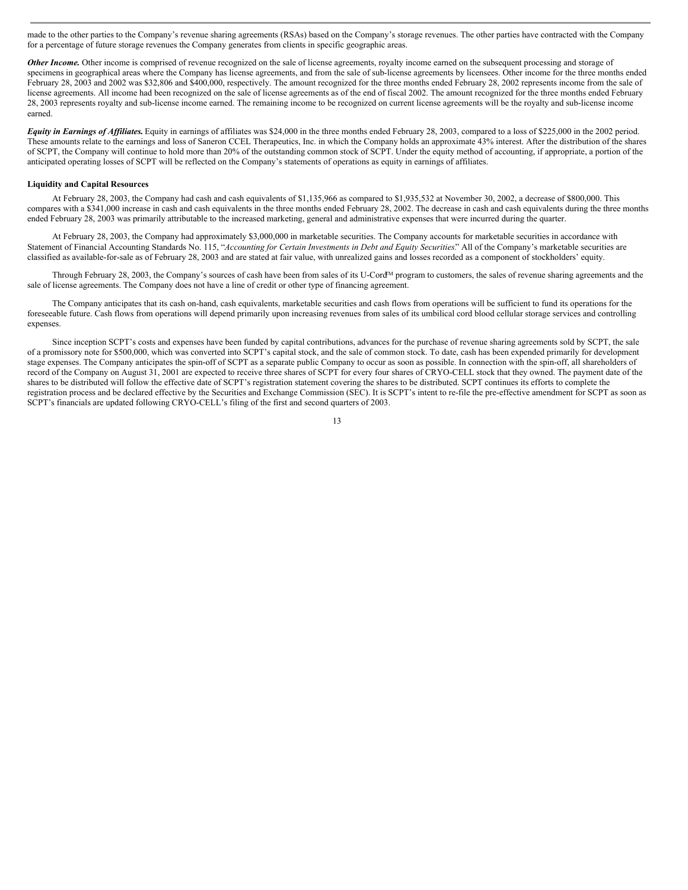made to the other parties to the Company's revenue sharing agreements (RSAs) based on the Company's storage revenues. The other parties have contracted with the Company for a percentage of future storage revenues the Company generates from clients in specific geographic areas.

***Other Income.*** Other income is comprised of revenue recognized on the sale of license agreements, royalty income earned on the subsequent processing and storage of specimens in geographical areas where the Company has license agreements, and from the sale of sub-license agreements by licensees. Other income for the three months ended February 28, 2003 and 2002 was $32,806 and $400,000, respectively. The amount recognized for the three months ended February 28, 2002 represents income from the sale of license agreements. All income had been recognized on the sale of license agreements as of the end of fiscal 2002. The amount recognized for the three months ended February 28, 2003 represents royalty and sub-license income earned. The remaining income to be recognized on current license agreements will be the royalty and sub-license income earned.

***Equity in Earnings of Affiliates.*** Equity in earnings of affiliates was $24,000 in the three months ended February 28, 2003, compared to a loss of $225,000 in the 2002 period. These amounts relate to the earnings and loss of Saneron CCEL Therapeutics, Inc. in which the Company holds an approximate 43% interest. After the distribution of the shares of SCPT, the Company will continue to hold more than 20% of the outstanding common stock of SCPT. Under the equity method of accounting, if appropriate, a portion of the anticipated operating losses of SCPT will be reflected on the Company's statements of operations as equity in earnings of affiliates.

**Liquidity and Capital Resources**

At February 28, 2003, the Company had cash and cash equivalents of $1,135,966 as compared to $1,935,532 at November 30, 2002, a decrease of $800,000. This compares with a $341,000 increase in cash and cash equivalents in the three months ended February 28, 2002. The decrease in cash and cash equivalents during the three months ended February 28, 2003 was primarily attributable to the increased marketing, general and administrative expenses that were incurred during the quarter.

At February 28, 2003, the Company had approximately $3,000,000 in marketable securities. The Company accounts for marketable securities in accordance with Statement of Financial Accounting Standards No. 115, "*Accounting for Certain Investments in Debt and Equity Securities*." All of the Company's marketable securities are classified as available-for-sale as of February 28, 2003 and are stated at fair value, with unrealized gains and losses recorded as a component of stockholders' equity.

Through February 28, 2003, the Company's sources of cash have been from sales of its U-Cord™ program to customers, the sales of revenue sharing agreements and the sale of license agreements. The Company does not have a line of credit or other type of financing agreement.

The Company anticipates that its cash on-hand, cash equivalents, marketable securities and cash flows from operations will be sufficient to fund its operations for the foreseeable future. Cash flows from operations will depend primarily upon increasing revenues from sales of its umbilical cord blood cellular storage services and controlling expenses.

Since inception SCPT's costs and expenses have been funded by capital contributions, advances for the purchase of revenue sharing agreements sold by SCPT, the sale of a promissory note for $500,000, which was converted into SCPT's capital stock, and the sale of common stock. To date, cash has been expended primarily for development stage expenses. The Company anticipates the spin-off of SCPT as a separate public Company to occur as soon as possible. In connection with the spin-off, all shareholders of record of the Company on August 31, 2001 are expected to receive three shares of SCPT for every four shares of CRYO-CELL stock that they owned. The payment date of the shares to be distributed will follow the effective date of SCPT's registration statement covering the shares to be distributed. SCPT continues its efforts to complete the registration process and be declared effective by the Securities and Exchange Commission (SEC). It is SCPT's intent to re-file the pre-effective amendment for SCPT as soon as SCPT's financials are updated following CRYO-CELL's filing of the first and second quarters of 2003.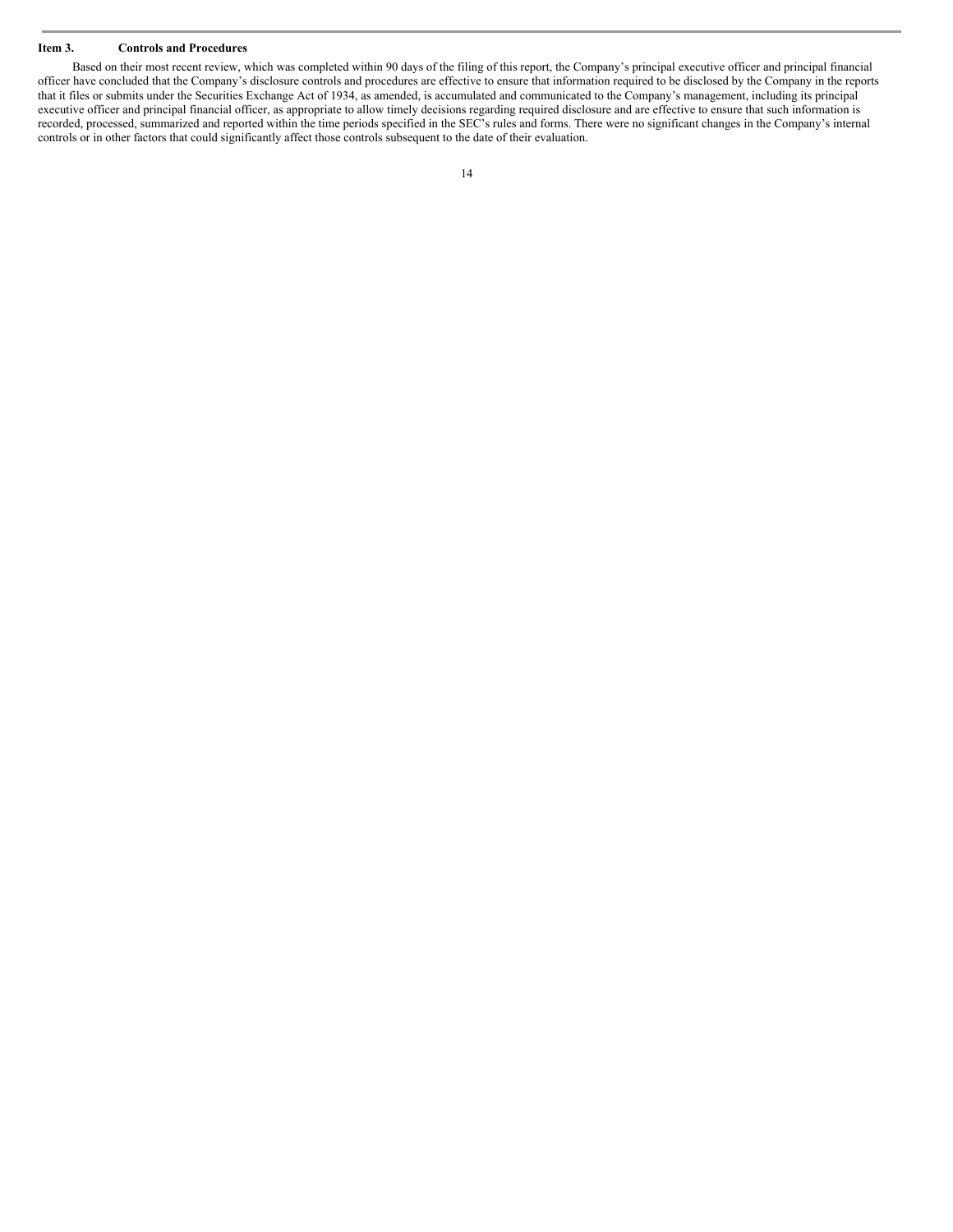### Item 3. Controls and Procedures

Based on their most recent review, which was completed within 90 days of the filing of this report, the Company's principal executive officer and principal financial officer have concluded that the Company's disclosure controls and procedures are effective to ensure that information required to be disclosed by the Company in the reports that it files or submits under the Securities Exchange Act of 1934, as amended, is accumulated and communicated to the Company's management, including its principal executive officer and principal financial officer, as appropriate to allow timely decisions regarding required disclosure and are effective to ensure that such information is recorded, processed, summarized and reported within the time periods specified in the SEC's rules and forms. There were no significant changes in the Company's internal controls or in other factors that could significantly affect those controls subsequent to the date of their evaluation.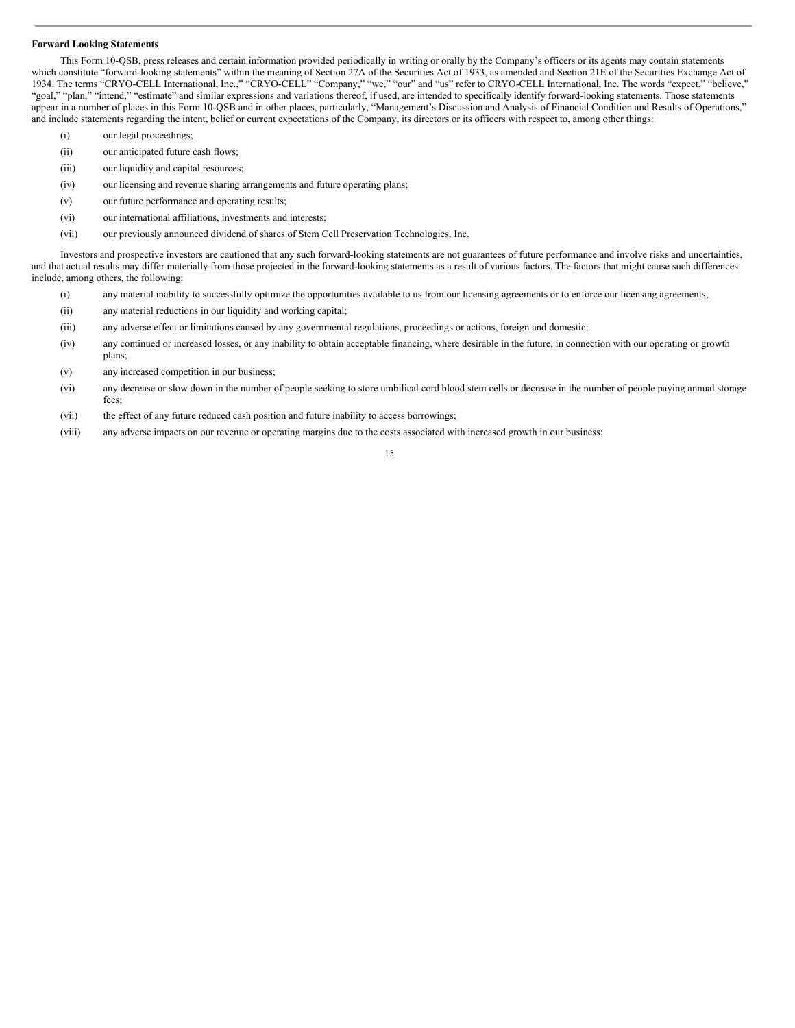**Forward Looking Statements**

This Form 10-QSB, press releases and certain information provided periodically in writing or orally by the Company's officers or its agents may contain statements which constitute "forward-looking statements" within the meaning of Section 27A of the Securities Act of 1933, as amended and Section 21E of the Securities Exchange Act of 1934. The terms "CRYO-CELL International, Inc.," "CRYO-CELL" "Company," "we," "our" and "us" refer to CRYO-CELL International, Inc. The words "expect," "believe," "goal," "plan," "intend," "estimate" and similar expressions and variations thereof, if used, are intended to specifically identify forward-looking statements. Those statements appear in a number of places in this Form 10-QSB and in other places, particularly, "Management's Discussion and Analysis of Financial Condition and Results of Operations," and include statements regarding the intent, belief or current expectations of the Company, its directors or its officers with respect to, among other things:

(i) our legal proceedings;

(ii) our anticipated future cash flows;

(iii) our liquidity and capital resources;

(iv) our licensing and revenue sharing arrangements and future operating plans;

(v) our future performance and operating results;

(vi) our international affiliations, investments and interests;

(vii) our previously announced dividend of shares of Stem Cell Preservation Technologies, Inc.

Investors and prospective investors are cautioned that any such forward-looking statements are not guarantees of future performance and involve risks and uncertainties, and that actual results may differ materially from those projected in the forward-looking statements as a result of various factors. The factors that might cause such differences include, among others, the following:

(i) any material inability to successfully optimize the opportunities available to us from our licensing agreements or to enforce our licensing agreements;

(ii) any material reductions in our liquidity and working capital;

(iii) any adverse effect or limitations caused by any governmental regulations, proceedings or actions, foreign and domestic;

(iv) any continued or increased losses, or any inability to obtain acceptable financing, where desirable in the future, in connection with our operating or growth plans;

(v) any increased competition in our business;

(vi) any decrease or slow down in the number of people seeking to store umbilical cord blood stem cells or decrease in the number of people paying annual storage fees;

(vii) the effect of any future reduced cash position and future inability to access borrowings;

(viii) any adverse impacts on our revenue or operating margins due to the costs associated with increased growth in our business;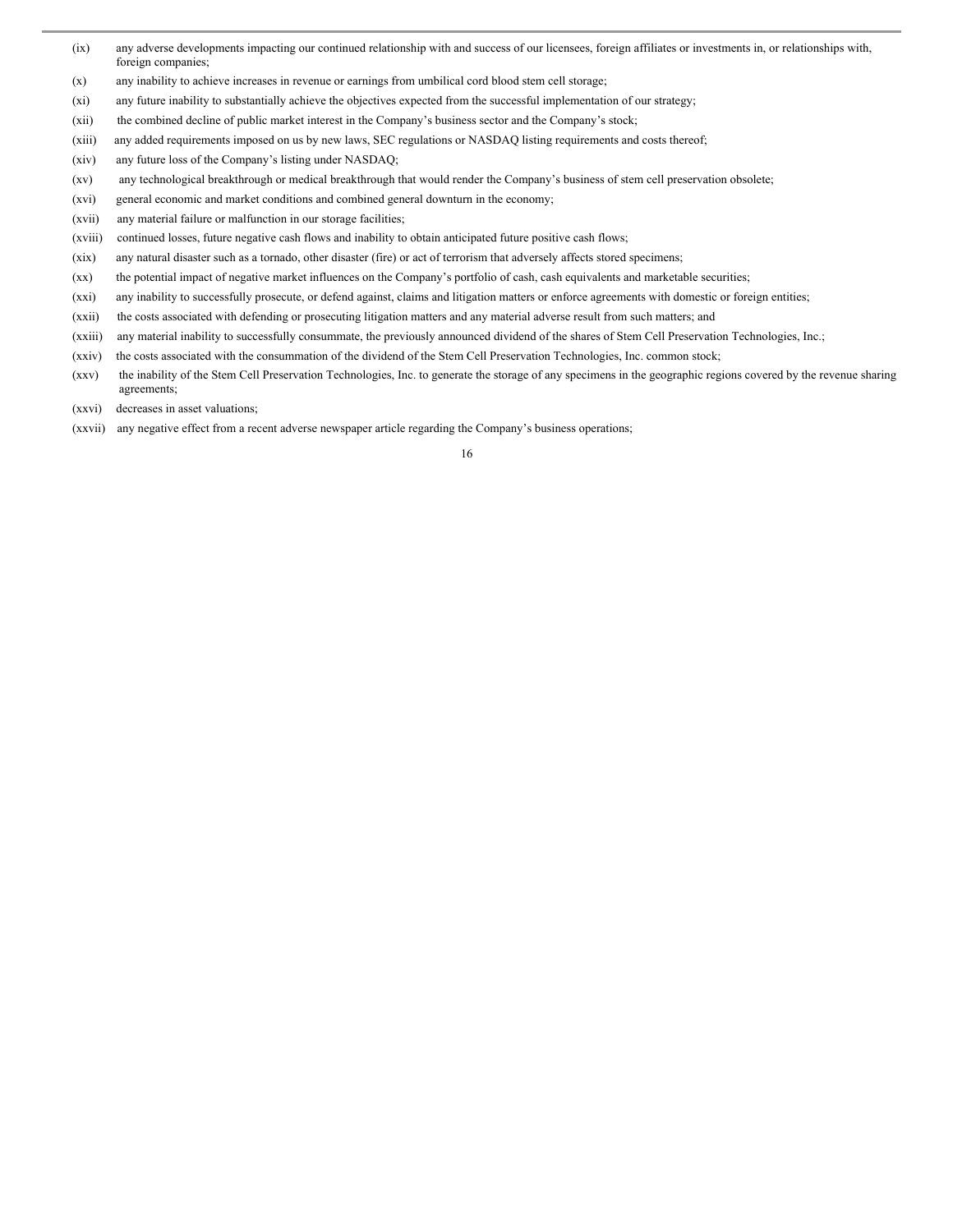(ix) any adverse developments impacting our continued relationship with and success of our licensees, foreign affiliates or investments in, or relationships with, foreign companies;

(x) any inability to achieve increases in revenue or earnings from umbilical cord blood stem cell storage;

(xi) any future inability to substantially achieve the objectives expected from the successful implementation of our strategy;

(xii) the combined decline of public market interest in the Company's business sector and the Company's stock;

(xiii) any added requirements imposed on us by new laws, SEC regulations or NASDAQ listing requirements and costs thereof;

(xiv) any future loss of the Company's listing under NASDAQ;

(xv) any technological breakthrough or medical breakthrough that would render the Company's business of stem cell preservation obsolete;

(xvi) general economic and market conditions and combined general downturn in the economy;

(xvii) any material failure or malfunction in our storage facilities;

(xviii) continued losses, future negative cash flows and inability to obtain anticipated future positive cash flows;

(xix) any natural disaster such as a tornado, other disaster (fire) or act of terrorism that adversely affects stored specimens;

(xx) the potential impact of negative market influences on the Company's portfolio of cash, cash equivalents and marketable securities;

(xxi) any inability to successfully prosecute, or defend against, claims and litigation matters or enforce agreements with domestic or foreign entities;

(xxii) the costs associated with defending or prosecuting litigation matters and any material adverse result from such matters; and

(xxiii) any material inability to successfully consummate, the previously announced dividend of the shares of Stem Cell Preservation Technologies, Inc.;

(xxiv) the costs associated with the consummation of the dividend of the Stem Cell Preservation Technologies, Inc. common stock;

(xxv) the inability of the Stem Cell Preservation Technologies, Inc. to generate the storage of any specimens in the geographic regions covered by the revenue sharing agreements;

(xxvi) decreases in asset valuations;

(xxvii) any negative effect from a recent adverse newspaper article regarding the Company's business operations;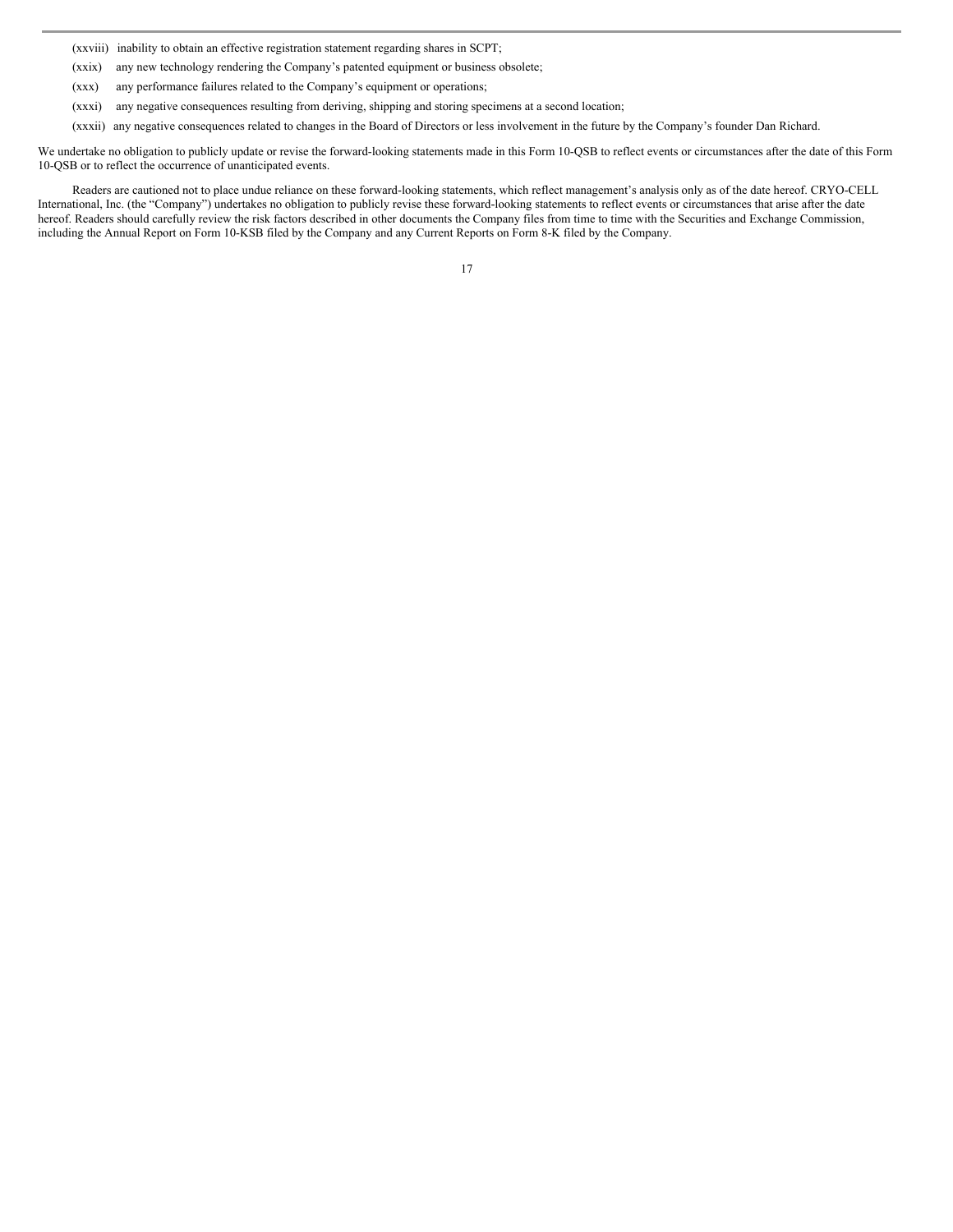(xxviii) inability to obtain an effective registration statement regarding shares in SCPT;

(xxix) any new technology rendering the Company's patented equipment or business obsolete;

(xxx) any performance failures related to the Company's equipment or operations;

(xxxi) any negative consequences resulting from deriving, shipping and storing specimens at a second location;

(xxxii) any negative consequences related to changes in the Board of Directors or less involvement in the future by the Company's founder Dan Richard.

We undertake no obligation to publicly update or revise the forward-looking statements made in this Form 10-QSB to reflect events or circumstances after the date of this Form 10-QSB or to reflect the occurrence of unanticipated events.

Readers are cautioned not to place undue reliance on these forward-looking statements, which reflect management's analysis only as of the date hereof. CRYO-CELL International, Inc. (the "Company") undertakes no obligation to publicly revise these forward-looking statements to reflect events or circumstances that arise after the date hereof. Readers should carefully review the risk factors described in other documents the Company files from time to time with the Securities and Exchange Commission, including the Annual Report on Form 10-KSB filed by the Company and any Current Reports on Form 8-K filed by the Company.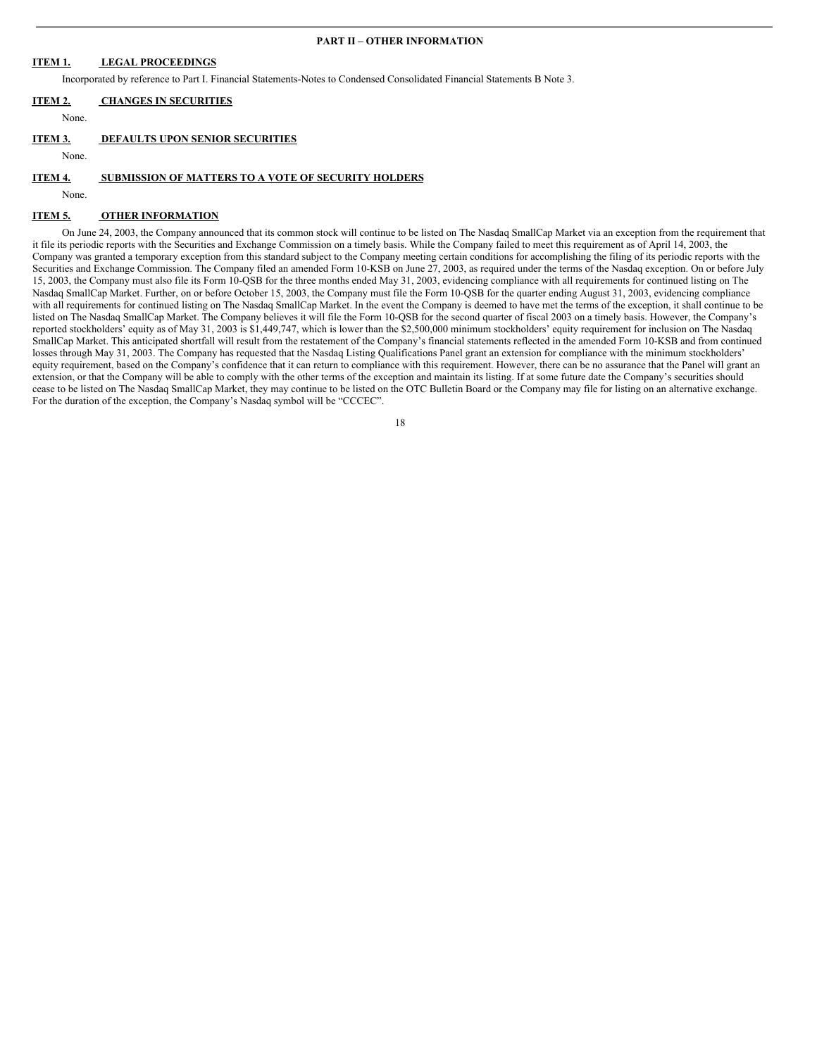## PART II – OTHER INFORMATION

**ITEM 1. LEGAL PROCEEDINGS**

Incorporated by reference to Part I. Financial Statements-Notes to Condensed Consolidated Financial Statements B Note 3.

**ITEM 2. CHANGES IN SECURITIES**

None.

**ITEM 3. DEFAULTS UPON SENIOR SECURITIES**

None.

**ITEM 4. SUBMISSION OF MATTERS TO A VOTE OF SECURITY HOLDERS**

None.

**ITEM 5. OTHER INFORMATION**

On June 24, 2003, the Company announced that its common stock will continue to be listed on The Nasdaq SmallCap Market via an exception from the requirement that it file its periodic reports with the Securities and Exchange Commission on a timely basis. While the Company failed to meet this requirement as of April 14, 2003, the Company was granted a temporary exception from this standard subject to the Company meeting certain conditions for accomplishing the filing of its periodic reports with the Securities and Exchange Commission. The Company filed an amended Form 10-KSB on June 27, 2003, as required under the terms of the Nasdaq exception. On or before July 15, 2003, the Company must also file its Form 10-QSB for the three months ended May 31, 2003, evidencing compliance with all requirements for continued listing on The Nasdaq SmallCap Market. Further, on or before October 15, 2003, the Company must file the Form 10-QSB for the quarter ending August 31, 2003, evidencing compliance with all requirements for continued listing on The Nasdaq SmallCap Market. In the event the Company is deemed to have met the terms of the exception, it shall continue to be listed on The Nasdaq SmallCap Market. The Company believes it will file the Form 10-QSB for the second quarter of fiscal 2003 on a timely basis. However, the Company's reported stockholders' equity as of May 31, 2003 is $1,449,747, which is lower than the $2,500,000 minimum stockholders' equity requirement for inclusion on The Nasdaq SmallCap Market. This anticipated shortfall will result from the restatement of the Company's financial statements reflected in the amended Form 10-KSB and from continued losses through May 31, 2003. The Company has requested that the Nasdaq Listing Qualifications Panel grant an extension for compliance with the minimum stockholders' equity requirement, based on the Company's confidence that it can return to compliance with this requirement. However, there can be no assurance that the Panel will grant an extension, or that the Company will be able to comply with the other terms of the exception and maintain its listing. If at some future date the Company's securities should cease to be listed on The Nasdaq SmallCap Market, they may continue to be listed on the OTC Bulletin Board or the Company may file for listing on an alternative exchange. For the duration of the exception, the Company's Nasdaq symbol will be "CCCEC".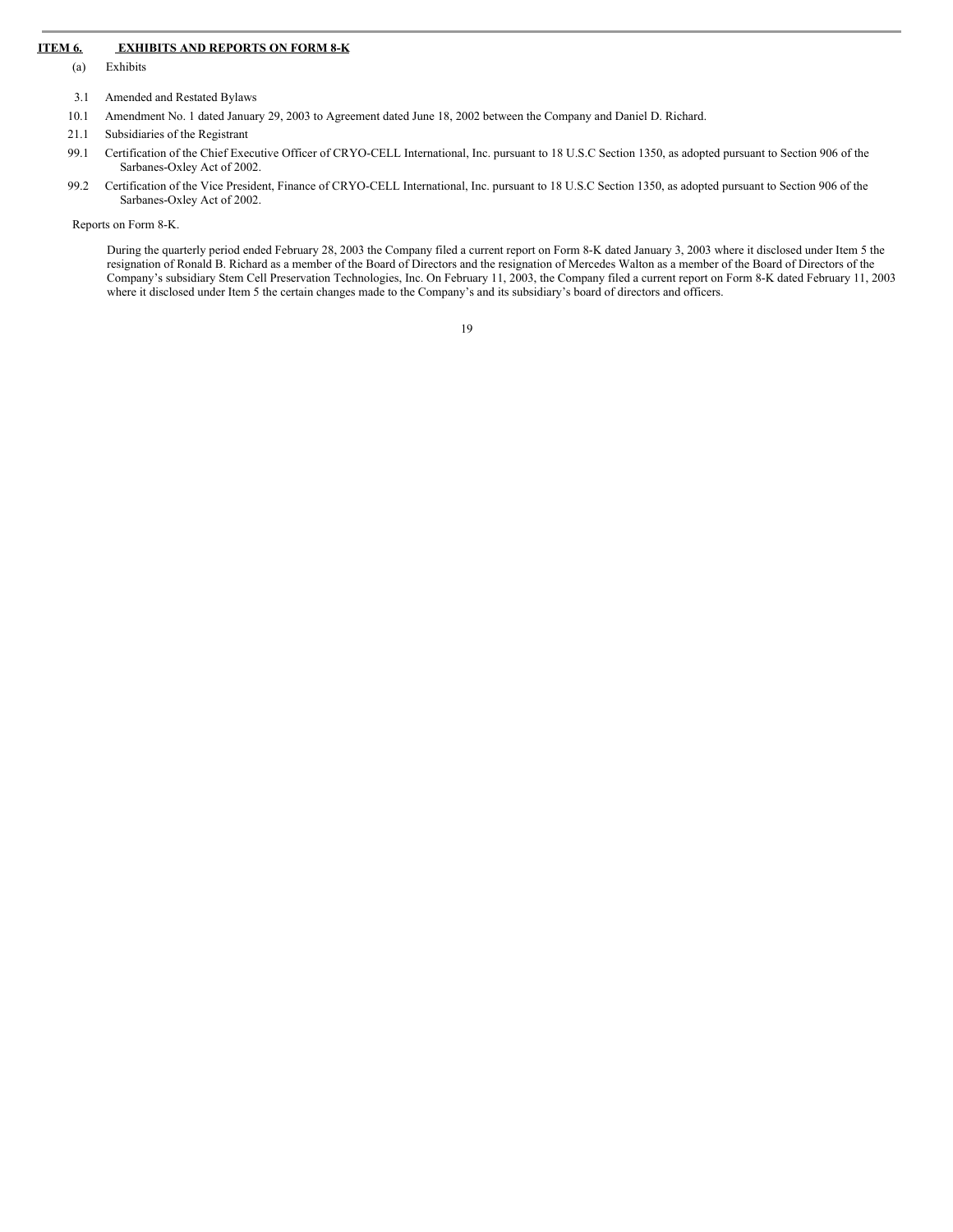## ITEM 6. EXHIBITS AND REPORTS ON FORM 8-K

(a) Exhibits

- 3.1 Amended and Restated Bylaws
- 10.1 Amendment No. 1 dated January 29, 2003 to Agreement dated June 18, 2002 between the Company and Daniel D. Richard.
- 21.1 Subsidiaries of the Registrant
- 99.1 Certification of the Chief Executive Officer of CRYO-CELL International, Inc. pursuant to 18 U.S.C Section 1350, as adopted pursuant to Section 906 of the Sarbanes-Oxley Act of 2002.
- 99.2 Certification of the Vice President, Finance of CRYO-CELL International, Inc. pursuant to 18 U.S.C Section 1350, as adopted pursuant to Section 906 of the Sarbanes-Oxley Act of 2002.

Reports on Form 8-K.

During the quarterly period ended February 28, 2003 the Company filed a current report on Form 8-K dated January 3, 2003 where it disclosed under Item 5 the resignation of Ronald B. Richard as a member of the Board of Directors and the resignation of Mercedes Walton as a member of the Board of Directors of the Company's subsidiary Stem Cell Preservation Technologies, Inc. On February 11, 2003, the Company filed a current report on Form 8-K dated February 11, 2003 where it disclosed under Item 5 the certain changes made to the Company's and its subsidiary's board of directors and officers.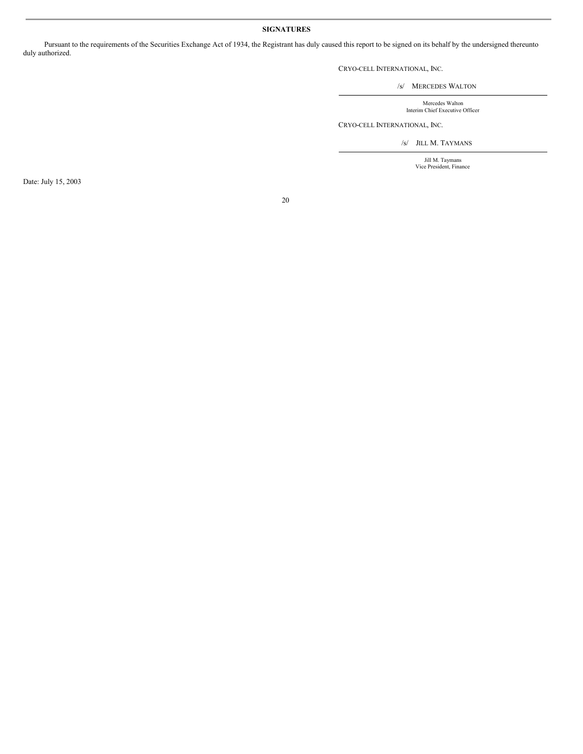## SIGNATURES

Pursuant to the requirements of the Securities Exchange Act of 1934, the Registrant has duly caused this report to be signed on its behalf by the undersigned thereunto duly authorized.

CRYO-CELL INTERNATIONAL, INC.

/s/ MERCEDES WALTON

Mercedes Walton
Interim Chief Executive Officer

CRYO-CELL INTERNATIONAL, INC.

/s/ JILL M. TAYMANS

Jill M. Taymans
Vice President, Finance

Date: July 15, 2003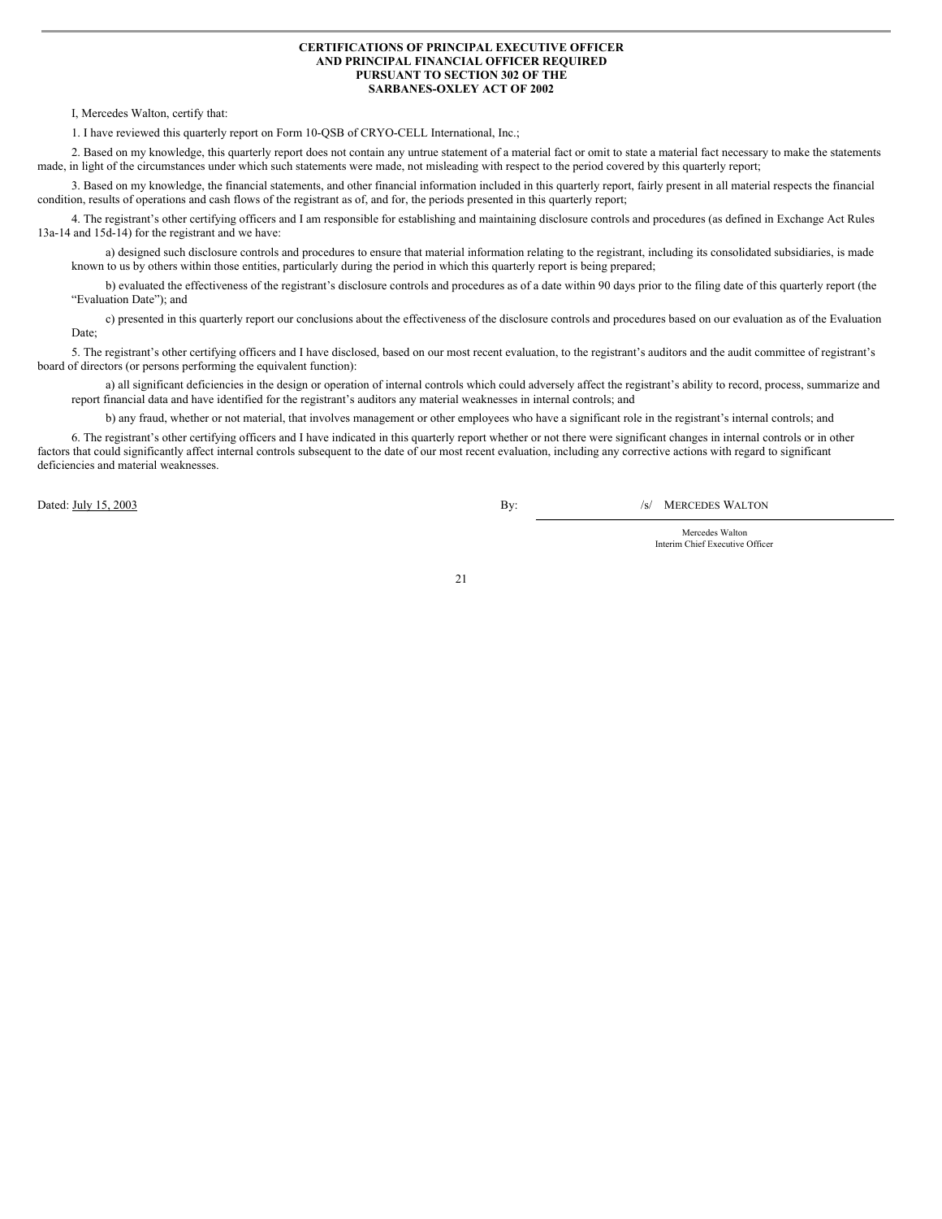**CERTIFICATIONS OF PRINCIPAL EXECUTIVE OFFICER AND PRINCIPAL FINANCIAL OFFICER REQUIRED PURSUANT TO SECTION 302 OF THE SARBANES-OXLEY ACT OF 2002**

I, Mercedes Walton, certify that:

1. I have reviewed this quarterly report on Form 10-QSB of CRYO-CELL International, Inc.;

2. Based on my knowledge, this quarterly report does not contain any untrue statement of a material fact or omit to state a material fact necessary to make the statements made, in light of the circumstances under which such statements were made, not misleading with respect to the period covered by this quarterly report;

3. Based on my knowledge, the financial statements, and other financial information included in this quarterly report, fairly present in all material respects the financial condition, results of operations and cash flows of the registrant as of, and for, the periods presented in this quarterly report;

4. The registrant's other certifying officers and I am responsible for establishing and maintaining disclosure controls and procedures (as defined in Exchange Act Rules 13a-14 and 15d-14) for the registrant and we have:

a) designed such disclosure controls and procedures to ensure that material information relating to the registrant, including its consolidated subsidiaries, is made known to us by others within those entities, particularly during the period in which this quarterly report is being prepared;

b) evaluated the effectiveness of the registrant's disclosure controls and procedures as of a date within 90 days prior to the filing date of this quarterly report (the "Evaluation Date"); and

c) presented in this quarterly report our conclusions about the effectiveness of the disclosure controls and procedures based on our evaluation as of the Evaluation Date;

5. The registrant's other certifying officers and I have disclosed, based on our most recent evaluation, to the registrant's auditors and the audit committee of registrant's board of directors (or persons performing the equivalent function):

a) all significant deficiencies in the design or operation of internal controls which could adversely affect the registrant's ability to record, process, summarize and report financial data and have identified for the registrant's auditors any material weaknesses in internal controls; and

b) any fraud, whether or not material, that involves management or other employees who have a significant role in the registrant's internal controls; and

6. The registrant's other certifying officers and I have indicated in this quarterly report whether or not there were significant changes in internal controls or in other factors that could significantly affect internal controls subsequent to the date of our most recent evaluation, including any corrective actions with regard to significant deficiencies and material weaknesses.

Dated: July 15, 2003

By: /s/ MERCEDES WALTON

Mercedes Walton
Interim Chief Executive Officer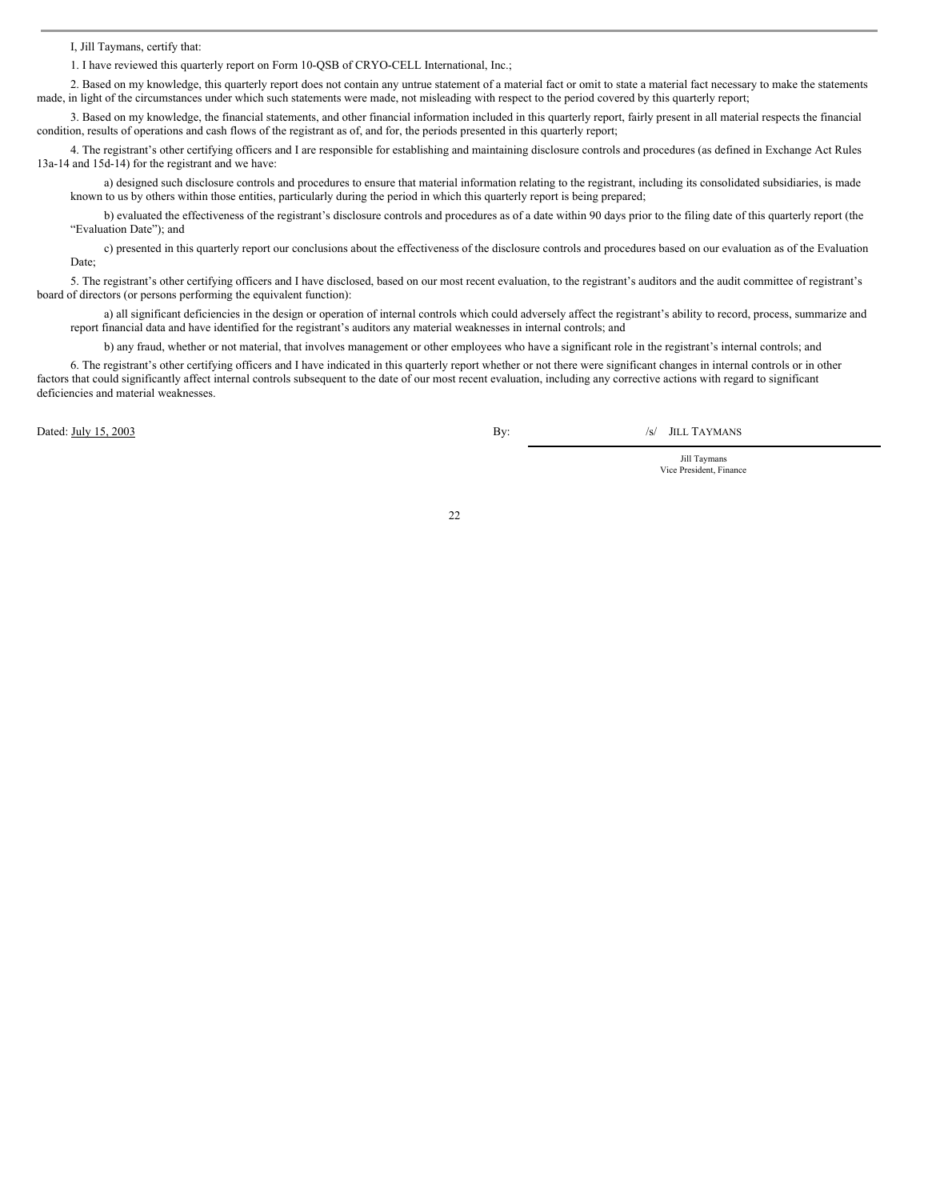I, Jill Taymans, certify that:

1. I have reviewed this quarterly report on Form 10-QSB of CRYO-CELL International, Inc.;

2. Based on my knowledge, this quarterly report does not contain any untrue statement of a material fact or omit to state a material fact necessary to make the statements made, in light of the circumstances under which such statements were made, not misleading with respect to the period covered by this quarterly report;

3. Based on my knowledge, the financial statements, and other financial information included in this quarterly report, fairly present in all material respects the financial condition, results of operations and cash flows of the registrant as of, and for, the periods presented in this quarterly report;

4. The registrant's other certifying officers and I are responsible for establishing and maintaining disclosure controls and procedures (as defined in Exchange Act Rules 13a-14 and 15d-14) for the registrant and we have:

a) designed such disclosure controls and procedures to ensure that material information relating to the registrant, including its consolidated subsidiaries, is made known to us by others within those entities, particularly during the period in which this quarterly report is being prepared;

b) evaluated the effectiveness of the registrant's disclosure controls and procedures as of a date within 90 days prior to the filing date of this quarterly report (the "Evaluation Date"); and

c) presented in this quarterly report our conclusions about the effectiveness of the disclosure controls and procedures based on our evaluation as of the Evaluation Date;

5. The registrant's other certifying officers and I have disclosed, based on our most recent evaluation, to the registrant's auditors and the audit committee of registrant's board of directors (or persons performing the equivalent function):

a) all significant deficiencies in the design or operation of internal controls which could adversely affect the registrant's ability to record, process, summarize and report financial data and have identified for the registrant's auditors any material weaknesses in internal controls; and

b) any fraud, whether or not material, that involves management or other employees who have a significant role in the registrant's internal controls; and

6. The registrant's other certifying officers and I have indicated in this quarterly report whether or not there were significant changes in internal controls or in other factors that could significantly affect internal controls subsequent to the date of our most recent evaluation, including any corrective actions with regard to significant deficiencies and material weaknesses.

Dated: July 15, 2003

By: /s/ JILL TAYMANS

Jill Taymans
Vice President, Finance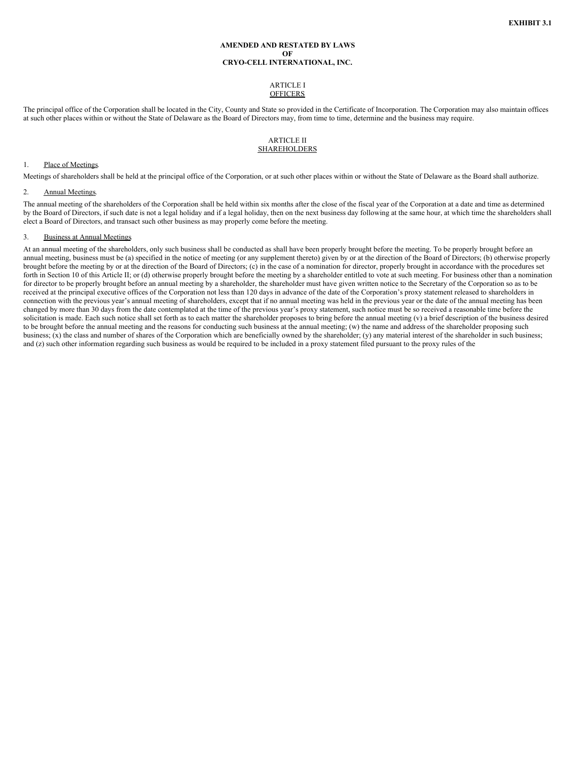**EXHIBIT 3.1**

# AMENDED AND RESTATED BY LAWS
# OF
# CRYO-CELL INTERNATIONAL, INC.

## ARTICLE I
## OFFICERS

The principal office of the Corporation shall be located in the City, County and State so provided in the Certificate of Incorporation. The Corporation may also maintain offices at such other places within or without the State of Delaware as the Board of Directors may, from time to time, determine and the business may require.

## ARTICLE II
## SHAREHOLDERS

1. Place of Meetings.

Meetings of shareholders shall be held at the principal office of the Corporation, or at such other places within or without the State of Delaware as the Board shall authorize.

2. Annual Meetings.

The annual meeting of the shareholders of the Corporation shall be held within six months after the close of the fiscal year of the Corporation at a date and time as determined by the Board of Directors, if such date is not a legal holiday and if a legal holiday, then on the next business day following at the same hour, at which time the shareholders shall elect a Board of Directors, and transact such other business as may properly come before the meeting.

3. Business at Annual Meetings.

At an annual meeting of the shareholders, only such business shall be conducted as shall have been properly brought before the meeting. To be properly brought before an annual meeting, business must be (a) specified in the notice of meeting (or any supplement thereto) given by or at the direction of the Board of Directors; (b) otherwise properly brought before the meeting by or at the direction of the Board of Directors; (c) in the case of a nomination for director, properly brought in accordance with the procedures set forth in Section 10 of this Article II; or (d) otherwise properly brought before the meeting by a shareholder entitled to vote at such meeting. For business other than a nomination for director to be properly brought before an annual meeting by a shareholder, the shareholder must have given written notice to the Secretary of the Corporation so as to be received at the principal executive offices of the Corporation not less than 120 days in advance of the date of the Corporation's proxy statement released to shareholders in connection with the previous year's annual meeting of shareholders, except that if no annual meeting was held in the previous year or the date of the annual meeting has been changed by more than 30 days from the date contemplated at the time of the previous year's proxy statement, such notice must be so received a reasonable time before the solicitation is made. Each such notice shall set forth as to each matter the shareholder proposes to bring before the annual meeting (v) a brief description of the business desired to be brought before the annual meeting and the reasons for conducting such business at the annual meeting; (w) the name and address of the shareholder proposing such business; (x) the class and number of shares of the Corporation which are beneficially owned by the shareholder; (y) any material interest of the shareholder in such business; and (z) such other information regarding such business as would be required to be included in a proxy statement filed pursuant to the proxy rules of the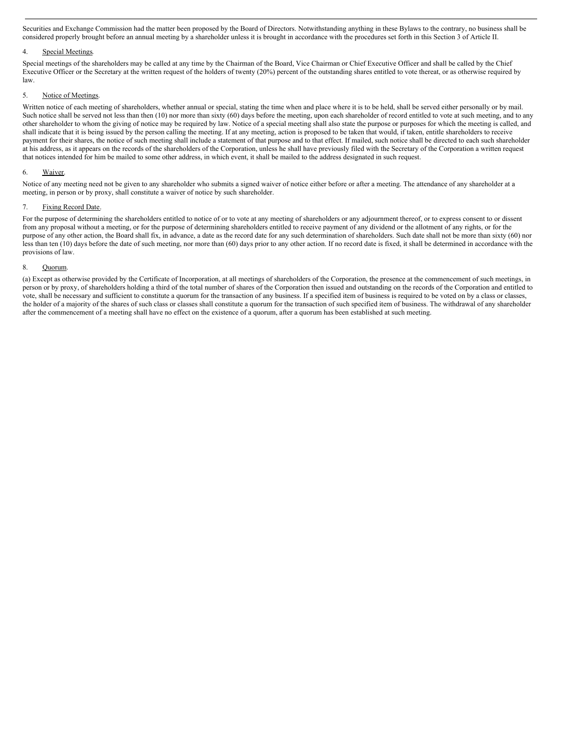Securities and Exchange Commission had the matter been proposed by the Board of Directors. Notwithstanding anything in these Bylaws to the contrary, no business shall be considered properly brought before an annual meeting by a shareholder unless it is brought in accordance with the procedures set forth in this Section 3 of Article II.

4. Special Meetings.

Special meetings of the shareholders may be called at any time by the Chairman of the Board, Vice Chairman or Chief Executive Officer and shall be called by the Chief Executive Officer or the Secretary at the written request of the holders of twenty (20%) percent of the outstanding shares entitled to vote thereat, or as otherwise required by law.

5. Notice of Meetings.

Written notice of each meeting of shareholders, whether annual or special, stating the time when and place where it is to be held, shall be served either personally or by mail. Such notice shall be served not less than then (10) nor more than sixty (60) days before the meeting, upon each shareholder of record entitled to vote at such meeting, and to any other shareholder to whom the giving of notice may be required by law. Notice of a special meeting shall also state the purpose or purposes for which the meeting is called, and shall indicate that it is being issued by the person calling the meeting. If at any meeting, action is proposed to be taken that would, if taken, entitle shareholders to receive payment for their shares, the notice of such meeting shall include a statement of that purpose and to that effect. If mailed, such notice shall be directed to each such shareholder at his address, as it appears on the records of the shareholders of the Corporation, unless he shall have previously filed with the Secretary of the Corporation a written request that notices intended for him be mailed to some other address, in which event, it shall be mailed to the address designated in such request.

6. Waiver.

Notice of any meeting need not be given to any shareholder who submits a signed waiver of notice either before or after a meeting. The attendance of any shareholder at a meeting, in person or by proxy, shall constitute a waiver of notice by such shareholder.

7. Fixing Record Date.

For the purpose of determining the shareholders entitled to notice of or to vote at any meeting of shareholders or any adjournment thereof, or to express consent to or dissent from any proposal without a meeting, or for the purpose of determining shareholders entitled to receive payment of any dividend or the allotment of any rights, or for the purpose of any other action, the Board shall fix, in advance, a date as the record date for any such determination of shareholders. Such date shall not be more than sixty (60) nor less than ten (10) days before the date of such meeting, nor more than (60) days prior to any other action. If no record date is fixed, it shall be determined in accordance with the provisions of law.

8. Quorum.

(a) Except as otherwise provided by the Certificate of Incorporation, at all meetings of shareholders of the Corporation, the presence at the commencement of such meetings, in person or by proxy, of shareholders holding a third of the total number of shares of the Corporation then issued and outstanding on the records of the Corporation and entitled to vote, shall be necessary and sufficient to constitute a quorum for the transaction of any business. If a specified item of business is required to be voted on by a class or classes, the holder of a majority of the shares of such class or classes shall constitute a quorum for the transaction of such specified item of business. The withdrawal of any shareholder after the commencement of a meeting shall have no effect on the existence of a quorum, after a quorum has been established at such meeting.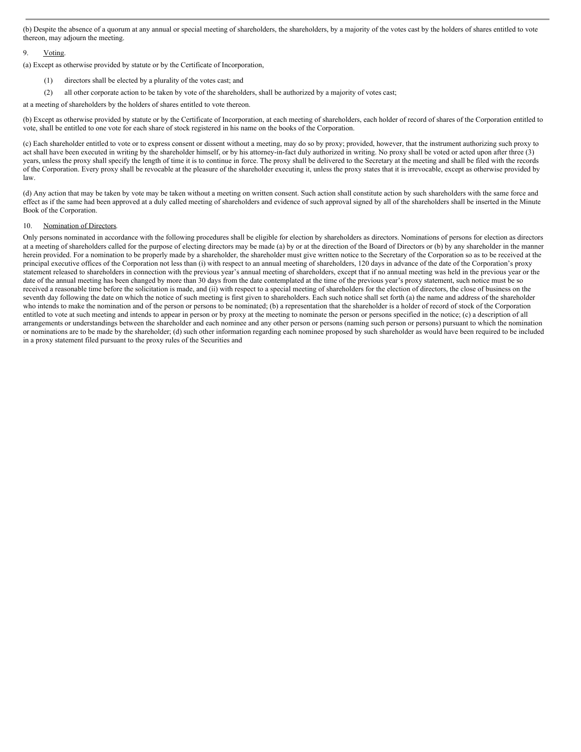(b) Despite the absence of a quorum at any annual or special meeting of shareholders, the shareholders, by a majority of the votes cast by the holders of shares entitled to vote thereon, may adjourn the meeting.

9. Voting.

(a) Except as otherwise provided by statute or by the Certificate of Incorporation,

(1) directors shall be elected by a plurality of the votes cast; and

(2) all other corporate action to be taken by vote of the shareholders, shall be authorized by a majority of votes cast;

at a meeting of shareholders by the holders of shares entitled to vote thereon.

(b) Except as otherwise provided by statute or by the Certificate of Incorporation, at each meeting of shareholders, each holder of record of shares of the Corporation entitled to vote, shall be entitled to one vote for each share of stock registered in his name on the books of the Corporation.

(c) Each shareholder entitled to vote or to express consent or dissent without a meeting, may do so by proxy; provided, however, that the instrument authorizing such proxy to act shall have been executed in writing by the shareholder himself, or by his attorney-in-fact duly authorized in writing. No proxy shall be voted or acted upon after three (3) years, unless the proxy shall specify the length of time it is to continue in force. The proxy shall be delivered to the Secretary at the meeting and shall be filed with the records of the Corporation. Every proxy shall be revocable at the pleasure of the shareholder executing it, unless the proxy states that it is irrevocable, except as otherwise provided by law.

(d) Any action that may be taken by vote may be taken without a meeting on written consent. Such action shall constitute action by such shareholders with the same force and effect as if the same had been approved at a duly called meeting of shareholders and evidence of such approval signed by all of the shareholders shall be inserted in the Minute Book of the Corporation.

10. Nomination of Directors.

Only persons nominated in accordance with the following procedures shall be eligible for election by shareholders as directors. Nominations of persons for election as directors at a meeting of shareholders called for the purpose of electing directors may be made (a) by or at the direction of the Board of Directors or (b) by any shareholder in the manner herein provided. For a nomination to be properly made by a shareholder, the shareholder must give written notice to the Secretary of the Corporation so as to be received at the principal executive offices of the Corporation not less than (i) with respect to an annual meeting of shareholders, 120 days in advance of the date of the Corporation's proxy statement released to shareholders in connection with the previous year's annual meeting of shareholders, except that if no annual meeting was held in the previous year or the date of the annual meeting has been changed by more than 30 days from the date contemplated at the time of the previous year's proxy statement, such notice must be so received a reasonable time before the solicitation is made, and (ii) with respect to a special meeting of shareholders for the election of directors, the close of business on the seventh day following the date on which the notice of such meeting is first given to shareholders. Each such notice shall set forth (a) the name and address of the shareholder who intends to make the nomination and of the person or persons to be nominated; (b) a representation that the shareholder is a holder of record of stock of the Corporation entitled to vote at such meeting and intends to appear in person or by proxy at the meeting to nominate the person or persons specified in the notice; (c) a description of all arrangements or understandings between the shareholder and each nominee and any other person or persons (naming such person or persons) pursuant to which the nomination or nominations are to be made by the shareholder; (d) such other information regarding each nominee proposed by such shareholder as would have been required to be included in a proxy statement filed pursuant to the proxy rules of the Securities and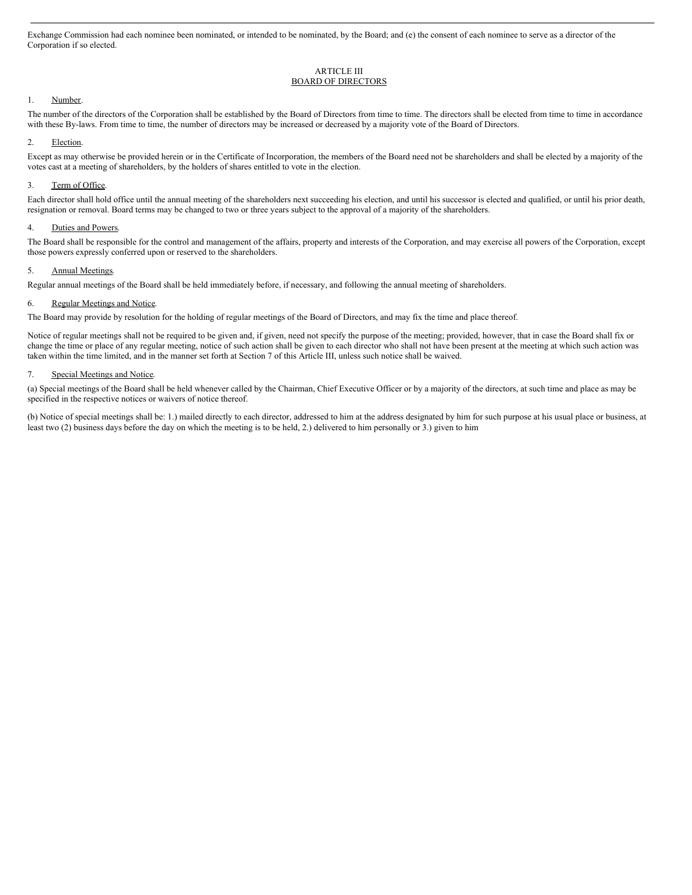Exchange Commission had each nominee been nominated, or intended to be nominated, by the Board; and (e) the consent of each nominee to serve as a director of the Corporation if so elected.

## ARTICLE III
## BOARD OF DIRECTORS

1. Number.

The number of the directors of the Corporation shall be established by the Board of Directors from time to time. The directors shall be elected from time to time in accordance with these By-laws. From time to time, the number of directors may be increased or decreased by a majority vote of the Board of Directors.

2. Election.

Except as may otherwise be provided herein or in the Certificate of Incorporation, the members of the Board need not be shareholders and shall be elected by a majority of the votes cast at a meeting of shareholders, by the holders of shares entitled to vote in the election.

3. Term of Office.

Each director shall hold office until the annual meeting of the shareholders next succeeding his election, and until his successor is elected and qualified, or until his prior death, resignation or removal. Board terms may be changed to two or three years subject to the approval of a majority of the shareholders.

4. Duties and Powers.

The Board shall be responsible for the control and management of the affairs, property and interests of the Corporation, and may exercise all powers of the Corporation, except those powers expressly conferred upon or reserved to the shareholders.

5. Annual Meetings.

Regular annual meetings of the Board shall be held immediately before, if necessary, and following the annual meeting of shareholders.

6. Regular Meetings and Notice.

The Board may provide by resolution for the holding of regular meetings of the Board of Directors, and may fix the time and place thereof.

Notice of regular meetings shall not be required to be given and, if given, need not specify the purpose of the meeting; provided, however, that in case the Board shall fix or change the time or place of any regular meeting, notice of such action shall be given to each director who shall not have been present at the meeting at which such action was taken within the time limited, and in the manner set forth at Section 7 of this Article III, unless such notice shall be waived.

7. Special Meetings and Notice.

(a) Special meetings of the Board shall be held whenever called by the Chairman, Chief Executive Officer or by a majority of the directors, at such time and place as may be specified in the respective notices or waivers of notice thereof.

(b) Notice of special meetings shall be: 1.) mailed directly to each director, addressed to him at the address designated by him for such purpose at his usual place or business, at least two (2) business days before the day on which the meeting is to be held, 2.) delivered to him personally or 3.) given to him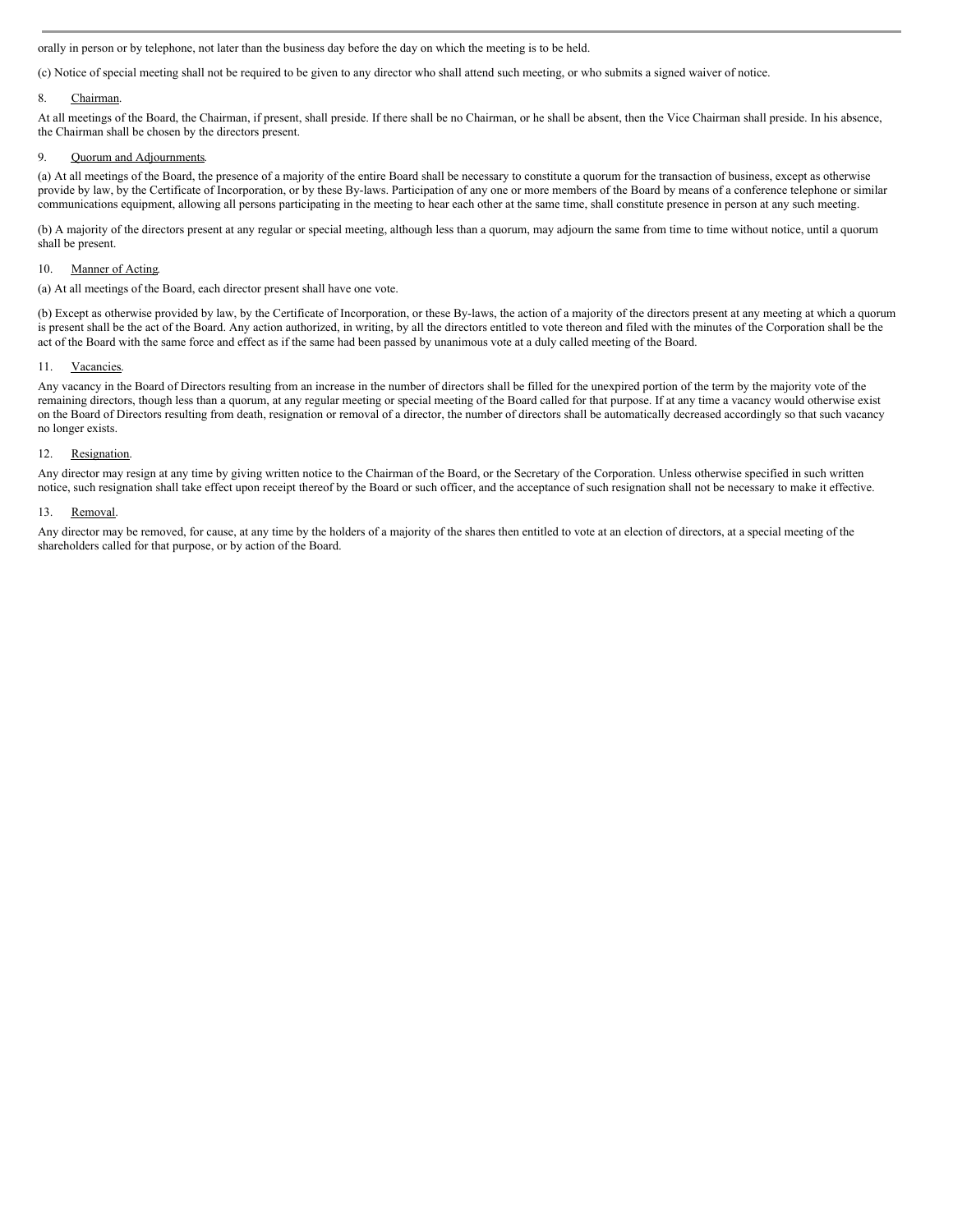orally in person or by telephone, not later than the business day before the day on which the meeting is to be held.

(c) Notice of special meeting shall not be required to be given to any director who shall attend such meeting, or who submits a signed waiver of notice.

8. Chairman.

At all meetings of the Board, the Chairman, if present, shall preside. If there shall be no Chairman, or he shall be absent, then the Vice Chairman shall preside. In his absence, the Chairman shall be chosen by the directors present.

9. Quorum and Adjournments.

(a) At all meetings of the Board, the presence of a majority of the entire Board shall be necessary to constitute a quorum for the transaction of business, except as otherwise provide by law, by the Certificate of Incorporation, or by these By-laws. Participation of any one or more members of the Board by means of a conference telephone or similar communications equipment, allowing all persons participating in the meeting to hear each other at the same time, shall constitute presence in person at any such meeting.

(b) A majority of the directors present at any regular or special meeting, although less than a quorum, may adjourn the same from time to time without notice, until a quorum shall be present.

10. Manner of Acting.

(a) At all meetings of the Board, each director present shall have one vote.

(b) Except as otherwise provided by law, by the Certificate of Incorporation, or these By-laws, the action of a majority of the directors present at any meeting at which a quorum is present shall be the act of the Board. Any action authorized, in writing, by all the directors entitled to vote thereon and filed with the minutes of the Corporation shall be the act of the Board with the same force and effect as if the same had been passed by unanimous vote at a duly called meeting of the Board.

11. Vacancies.

Any vacancy in the Board of Directors resulting from an increase in the number of directors shall be filled for the unexpired portion of the term by the majority vote of the remaining directors, though less than a quorum, at any regular meeting or special meeting of the Board called for that purpose. If at any time a vacancy would otherwise exist on the Board of Directors resulting from death, resignation or removal of a director, the number of directors shall be automatically decreased accordingly so that such vacancy no longer exists.

12. Resignation.

Any director may resign at any time by giving written notice to the Chairman of the Board, or the Secretary of the Corporation. Unless otherwise specified in such written notice, such resignation shall take effect upon receipt thereof by the Board or such officer, and the acceptance of such resignation shall not be necessary to make it effective.

13. Removal.

Any director may be removed, for cause, at any time by the holders of a majority of the shares then entitled to vote at an election of directors, at a special meeting of the shareholders called for that purpose, or by action of the Board.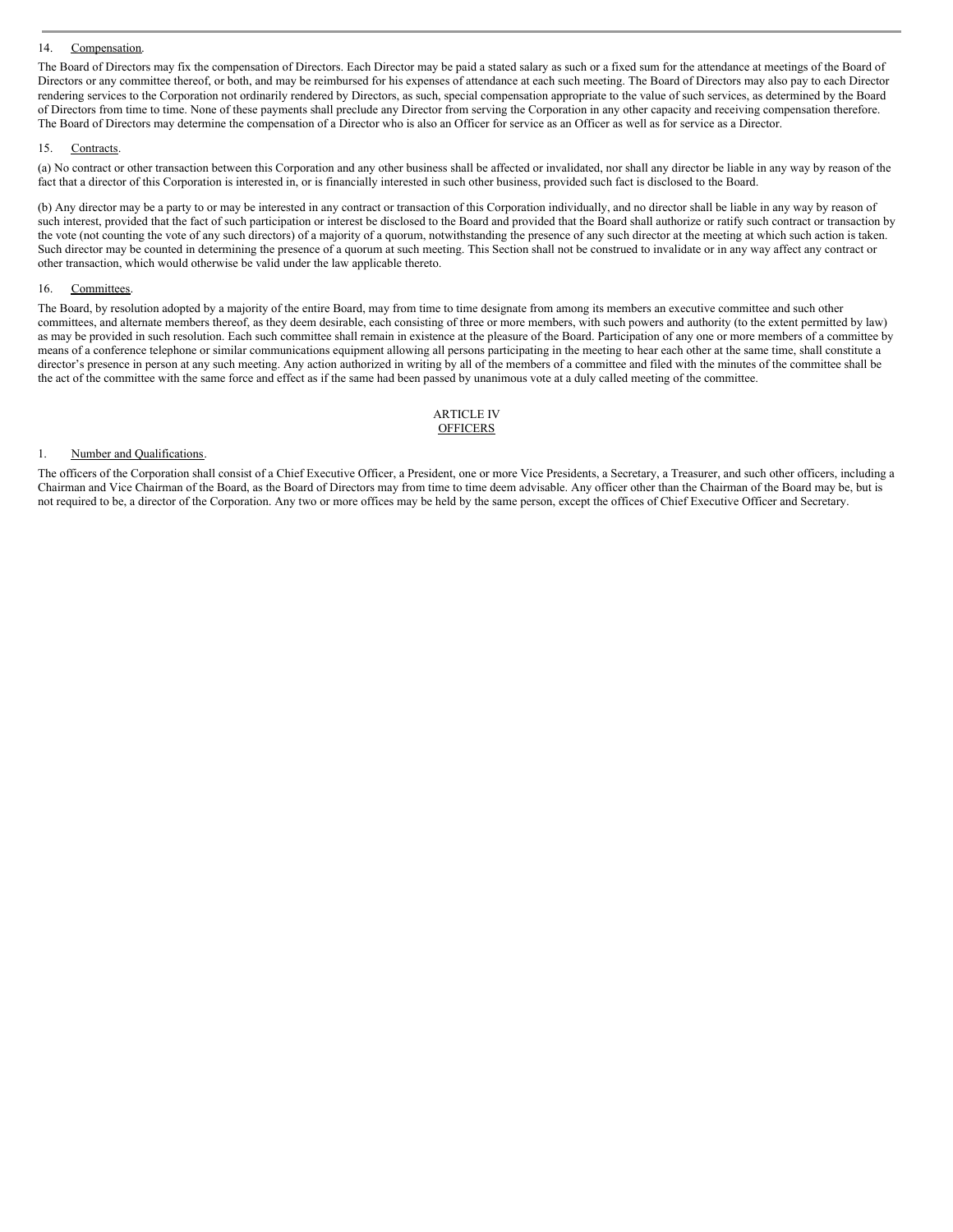14. Compensation.

The Board of Directors may fix the compensation of Directors. Each Director may be paid a stated salary as such or a fixed sum for the attendance at meetings of the Board of Directors or any committee thereof, or both, and may be reimbursed for his expenses of attendance at each such meeting. The Board of Directors may also pay to each Director rendering services to the Corporation not ordinarily rendered by Directors, as such, special compensation appropriate to the value of such services, as determined by the Board of Directors from time to time. None of these payments shall preclude any Director from serving the Corporation in any other capacity and receiving compensation therefore. The Board of Directors may determine the compensation of a Director who is also an Officer for service as an Officer as well as for service as a Director.

15. Contracts.

(a) No contract or other transaction between this Corporation and any other business shall be affected or invalidated, nor shall any director be liable in any way by reason of the fact that a director of this Corporation is interested in, or is financially interested in such other business, provided such fact is disclosed to the Board.

(b) Any director may be a party to or may be interested in any contract or transaction of this Corporation individually, and no director shall be liable in any way by reason of such interest, provided that the fact of such participation or interest be disclosed to the Board and provided that the Board shall authorize or ratify such contract or transaction by the vote (not counting the vote of any such directors) of a majority of a quorum, notwithstanding the presence of any such director at the meeting at which such action is taken. Such director may be counted in determining the presence of a quorum at such meeting. This Section shall not be construed to invalidate or in any way affect any contract or other transaction, which would otherwise be valid under the law applicable thereto.

16. Committees.

The Board, by resolution adopted by a majority of the entire Board, may from time to time designate from among its members an executive committee and such other committees, and alternate members thereof, as they deem desirable, each consisting of three or more members, with such powers and authority (to the extent permitted by law) as may be provided in such resolution. Each such committee shall remain in existence at the pleasure of the Board. Participation of any one or more members of a committee by means of a conference telephone or similar communications equipment allowing all persons participating in the meeting to hear each other at the same time, shall constitute a director's presence in person at any such meeting. Any action authorized in writing by all of the members of a committee and filed with the minutes of the committee shall be the act of the committee with the same force and effect as if the same had been passed by unanimous vote at a duly called meeting of the committee.

## ARTICLE IV
## OFFICERS

1. Number and Qualifications.

The officers of the Corporation shall consist of a Chief Executive Officer, a President, one or more Vice Presidents, a Secretary, a Treasurer, and such other officers, including a Chairman and Vice Chairman of the Board, as the Board of Directors may from time to time deem advisable. Any officer other than the Chairman of the Board may be, but is not required to be, a director of the Corporation. Any two or more offices may be held by the same person, except the offices of Chief Executive Officer and Secretary.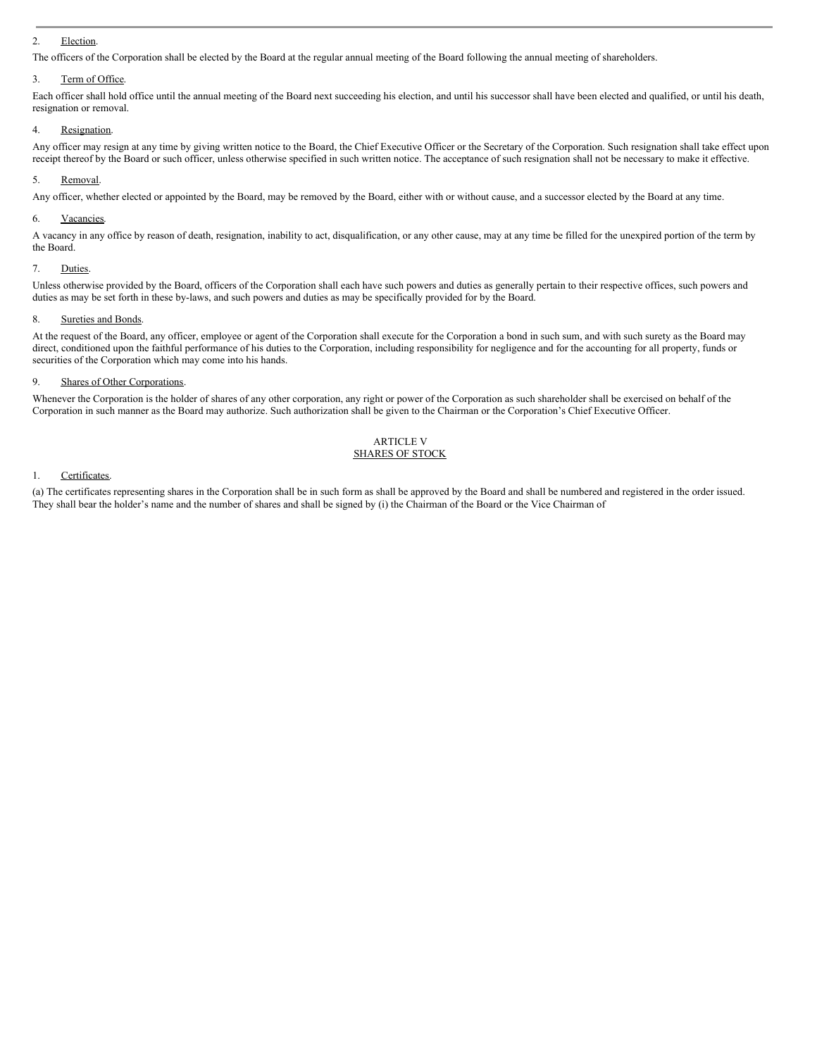2. Election.

The officers of the Corporation shall be elected by the Board at the regular annual meeting of the Board following the annual meeting of shareholders.

3. Term of Office.

Each officer shall hold office until the annual meeting of the Board next succeeding his election, and until his successor shall have been elected and qualified, or until his death, resignation or removal.

4. Resignation.

Any officer may resign at any time by giving written notice to the Board, the Chief Executive Officer or the Secretary of the Corporation. Such resignation shall take effect upon receipt thereof by the Board or such officer, unless otherwise specified in such written notice. The acceptance of such resignation shall not be necessary to make it effective.

5. Removal.

Any officer, whether elected or appointed by the Board, may be removed by the Board, either with or without cause, and a successor elected by the Board at any time.

6. Vacancies.

A vacancy in any office by reason of death, resignation, inability to act, disqualification, or any other cause, may at any time be filled for the unexpired portion of the term by the Board.

7. Duties.

Unless otherwise provided by the Board, officers of the Corporation shall each have such powers and duties as generally pertain to their respective offices, such powers and duties as may be set forth in these by-laws, and such powers and duties as may be specifically provided for by the Board.

8. Sureties and Bonds.

At the request of the Board, any officer, employee or agent of the Corporation shall execute for the Corporation a bond in such sum, and with such surety as the Board may direct, conditioned upon the faithful performance of his duties to the Corporation, including responsibility for negligence and for the accounting for all property, funds or securities of the Corporation which may come into his hands.

9. Shares of Other Corporations.

Whenever the Corporation is the holder of shares of any other corporation, any right or power of the Corporation as such shareholder shall be exercised on behalf of the Corporation in such manner as the Board may authorize. Such authorization shall be given to the Chairman or the Corporation's Chief Executive Officer.

## ARTICLE V
## SHARES OF STOCK

1. Certificates.

(a) The certificates representing shares in the Corporation shall be in such form as shall be approved by the Board and shall be numbered and registered in the order issued. They shall bear the holder's name and the number of shares and shall be signed by (i) the Chairman of the Board or the Vice Chairman of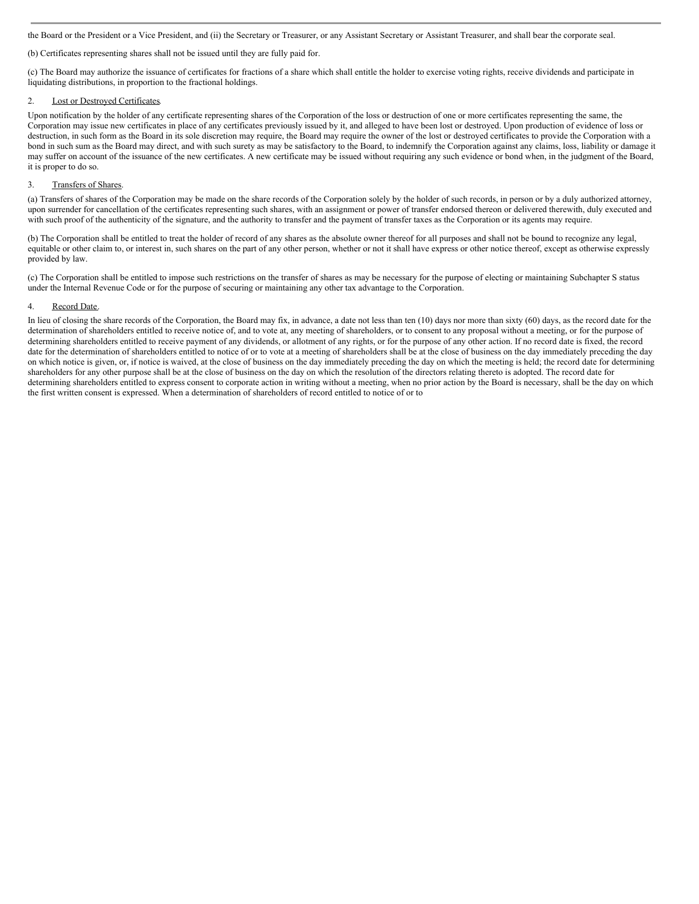the Board or the President or a Vice President, and (ii) the Secretary or Treasurer, or any Assistant Secretary or Assistant Treasurer, and shall bear the corporate seal.

(b) Certificates representing shares shall not be issued until they are fully paid for.

(c) The Board may authorize the issuance of certificates for fractions of a share which shall entitle the holder to exercise voting rights, receive dividends and participate in liquidating distributions, in proportion to the fractional holdings.

2. Lost or Destroyed Certificates.

Upon notification by the holder of any certificate representing shares of the Corporation of the loss or destruction of one or more certificates representing the same, the Corporation may issue new certificates in place of any certificates previously issued by it, and alleged to have been lost or destroyed. Upon production of evidence of loss or destruction, in such form as the Board in its sole discretion may require, the Board may require the owner of the lost or destroyed certificates to provide the Corporation with a bond in such sum as the Board may direct, and with such surety as may be satisfactory to the Board, to indemnify the Corporation against any claims, loss, liability or damage it may suffer on account of the issuance of the new certificates. A new certificate may be issued without requiring any such evidence or bond when, in the judgment of the Board, it is proper to do so.

3. Transfers of Shares.

(a) Transfers of shares of the Corporation may be made on the share records of the Corporation solely by the holder of such records, in person or by a duly authorized attorney, upon surrender for cancellation of the certificates representing such shares, with an assignment or power of transfer endorsed thereon or delivered therewith, duly executed and with such proof of the authenticity of the signature, and the authority to transfer and the payment of transfer taxes as the Corporation or its agents may require.

(b) The Corporation shall be entitled to treat the holder of record of any shares as the absolute owner thereof for all purposes and shall not be bound to recognize any legal, equitable or other claim to, or interest in, such shares on the part of any other person, whether or not it shall have express or other notice thereof, except as otherwise expressly provided by law.

(c) The Corporation shall be entitled to impose such restrictions on the transfer of shares as may be necessary for the purpose of electing or maintaining Subchapter S status under the Internal Revenue Code or for the purpose of securing or maintaining any other tax advantage to the Corporation.

4. Record Date.

In lieu of closing the share records of the Corporation, the Board may fix, in advance, a date not less than ten (10) days nor more than sixty (60) days, as the record date for the determination of shareholders entitled to receive notice of, and to vote at, any meeting of shareholders, or to consent to any proposal without a meeting, or for the purpose of determining shareholders entitled to receive payment of any dividends, or allotment of any rights, or for the purpose of any other action. If no record date is fixed, the record date for the determination of shareholders entitled to notice of or to vote at a meeting of shareholders shall be at the close of business on the day immediately preceding the day on which notice is given, or, if notice is waived, at the close of business on the day immediately preceding the day on which the meeting is held; the record date for determining shareholders for any other purpose shall be at the close of business on the day on which the resolution of the directors relating thereto is adopted. The record date for determining shareholders entitled to express consent to corporate action in writing without a meeting, when no prior action by the Board is necessary, shall be the day on which the first written consent is expressed. When a determination of shareholders of record entitled to notice of or to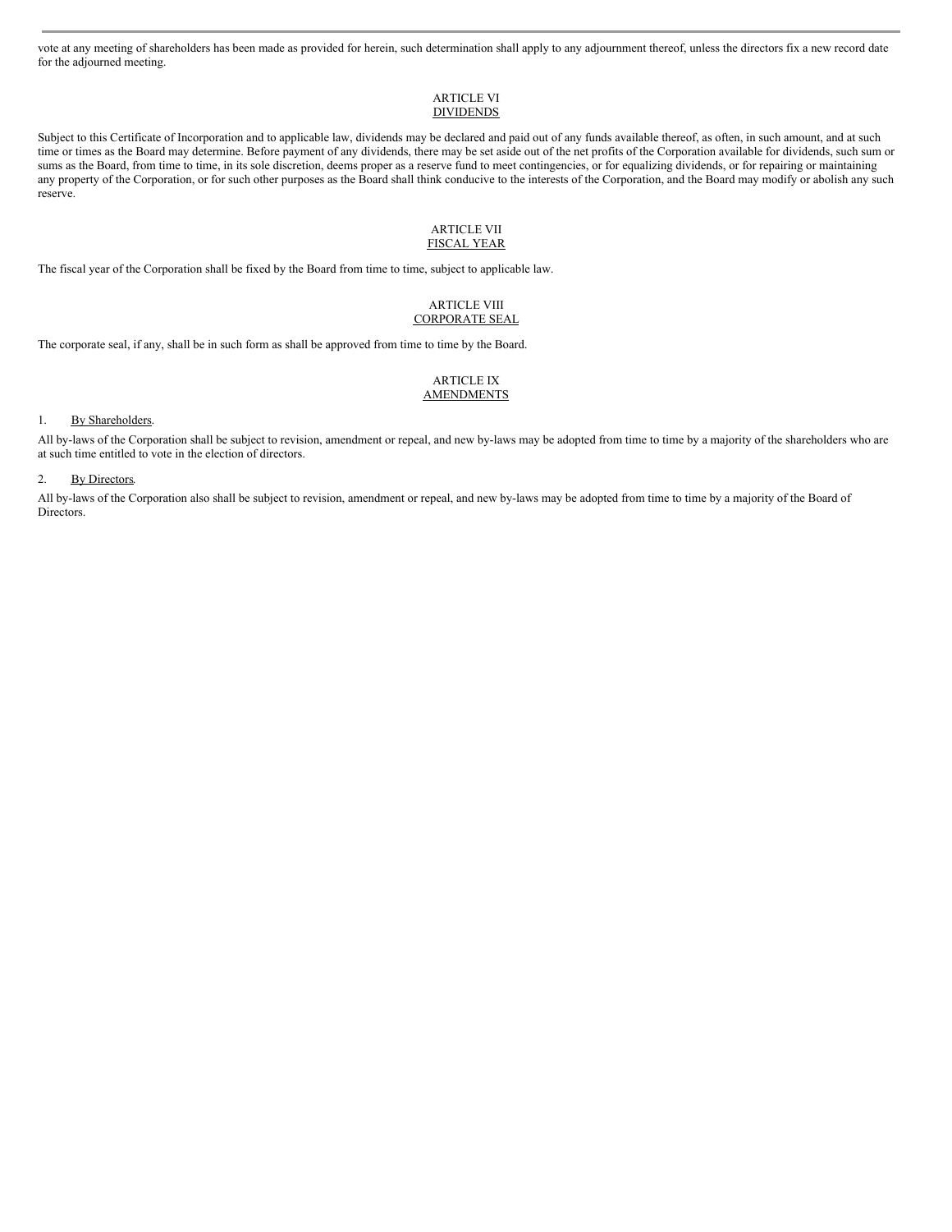vote at any meeting of shareholders has been made as provided for herein, such determination shall apply to any adjournment thereof, unless the directors fix a new record date for the adjourned meeting.

## ARTICLE VI
## DIVIDENDS

Subject to this Certificate of Incorporation and to applicable law, dividends may be declared and paid out of any funds available thereof, as often, in such amount, and at such time or times as the Board may determine. Before payment of any dividends, there may be set aside out of the net profits of the Corporation available for dividends, such sum or sums as the Board, from time to time, in its sole discretion, deems proper as a reserve fund to meet contingencies, or for equalizing dividends, or for repairing or maintaining any property of the Corporation, or for such other purposes as the Board shall think conducive to the interests of the Corporation, and the Board may modify or abolish any such reserve.

## ARTICLE VII
## FISCAL YEAR

The fiscal year of the Corporation shall be fixed by the Board from time to time, subject to applicable law.

## ARTICLE VIII
## CORPORATE SEAL

The corporate seal, if any, shall be in such form as shall be approved from time to time by the Board.

## ARTICLE IX
## AMENDMENTS

1. By Shareholders.

All by-laws of the Corporation shall be subject to revision, amendment or repeal, and new by-laws may be adopted from time to time by a majority of the shareholders who are at such time entitled to vote in the election of directors.

2. By Directors.

All by-laws of the Corporation also shall be subject to revision, amendment or repeal, and new by-laws may be adopted from time to time by a majority of the Board of Directors.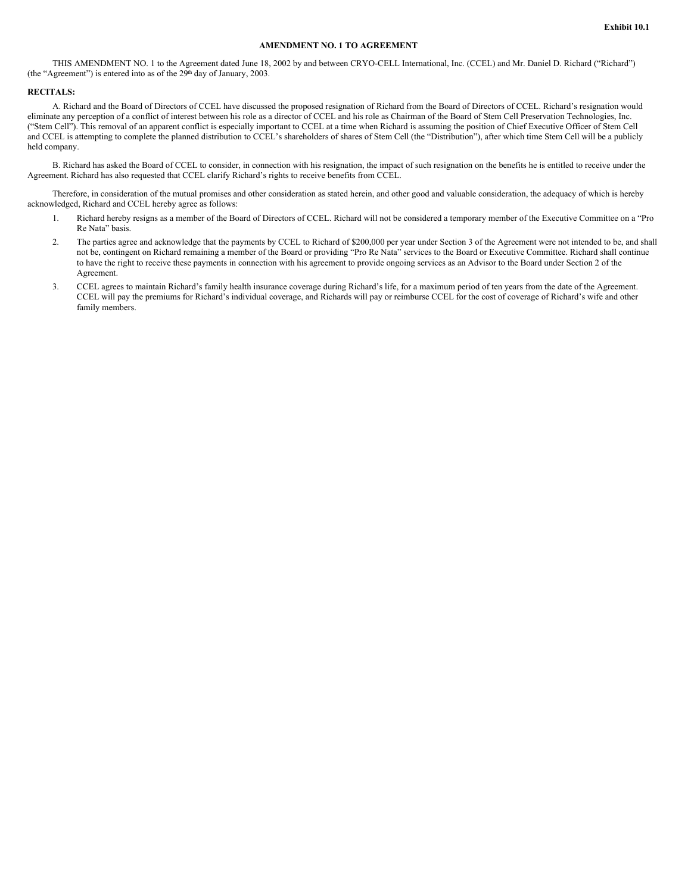Exhibit 10.1

# AMENDMENT NO. 1 TO AGREEMENT

THIS AMENDMENT NO. 1 to the Agreement dated June 18, 2002 by and between CRYO-CELL International, Inc. (CCEL) and Mr. Daniel D. Richard ("Richard") (the "Agreement") is entered into as of the 29th day of January, 2003.

**RECITALS:**

A. Richard and the Board of Directors of CCEL have discussed the proposed resignation of Richard from the Board of Directors of CCEL. Richard's resignation would eliminate any perception of a conflict of interest between his role as a director of CCEL and his role as Chairman of the Board of Stem Cell Preservation Technologies, Inc. ("Stem Cell"). This removal of an apparent conflict is especially important to CCEL at a time when Richard is assuming the position of Chief Executive Officer of Stem Cell and CCEL is attempting to complete the planned distribution to CCEL's shareholders of shares of Stem Cell (the "Distribution"), after which time Stem Cell will be a publicly held company.

B. Richard has asked the Board of CCEL to consider, in connection with his resignation, the impact of such resignation on the benefits he is entitled to receive under the Agreement. Richard has also requested that CCEL clarify Richard's rights to receive benefits from CCEL.

Therefore, in consideration of the mutual promises and other consideration as stated herein, and other good and valuable consideration, the adequacy of which is hereby acknowledged, Richard and CCEL hereby agree as follows:

1. Richard hereby resigns as a member of the Board of Directors of CCEL. Richard will not be considered a temporary member of the Executive Committee on a "Pro Re Nata" basis.
2. The parties agree and acknowledge that the payments by CCEL to Richard of $200,000 per year under Section 3 of the Agreement were not intended to be, and shall not be, contingent on Richard remaining a member of the Board or providing "Pro Re Nata" services to the Board or Executive Committee. Richard shall continue to have the right to receive these payments in connection with his agreement to provide ongoing services as an Advisor to the Board under Section 2 of the Agreement.
3. CCEL agrees to maintain Richard's family health insurance coverage during Richard's life, for a maximum period of ten years from the date of the Agreement. CCEL will pay the premiums for Richard's individual coverage, and Richards will pay or reimburse CCEL for the cost of coverage of Richard's wife and other family members.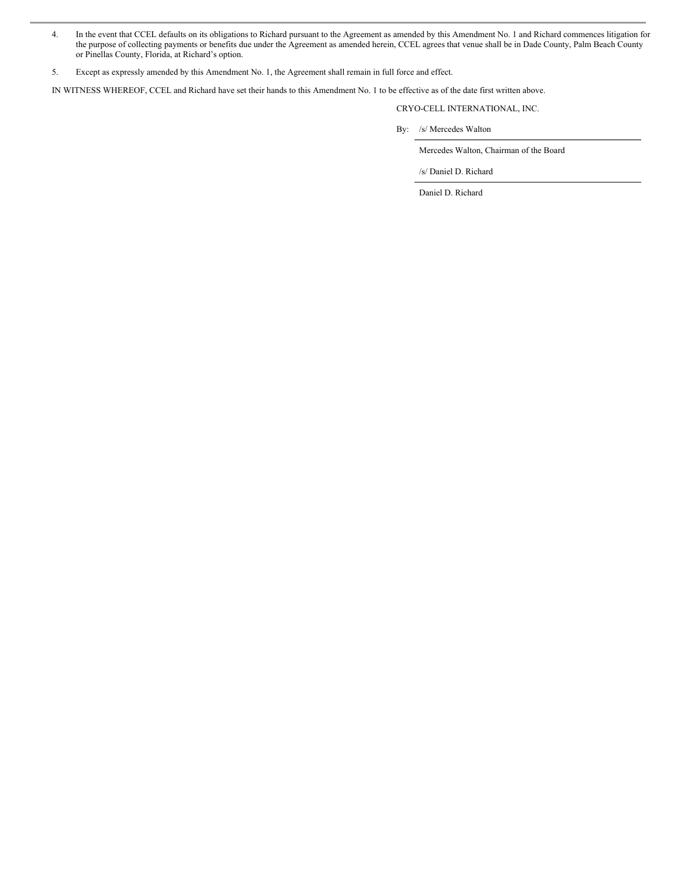4. In the event that CCEL defaults on its obligations to Richard pursuant to the Agreement as amended by this Amendment No. 1 and Richard commences litigation for the purpose of collecting payments or benefits due under the Agreement as amended herein, CCEL agrees that venue shall be in Dade County, Palm Beach County or Pinellas County, Florida, at Richard's option.

5. Except as expressly amended by this Amendment No. 1, the Agreement shall remain in full force and effect.

IN WITNESS WHEREOF, CCEL and Richard have set their hands to this Amendment No. 1 to be effective as of the date first written above.

CRYO-CELL INTERNATIONAL, INC.

By: /s/ Mercedes Walton

Mercedes Walton, Chairman of the Board

/s/ Daniel D. Richard

Daniel D. Richard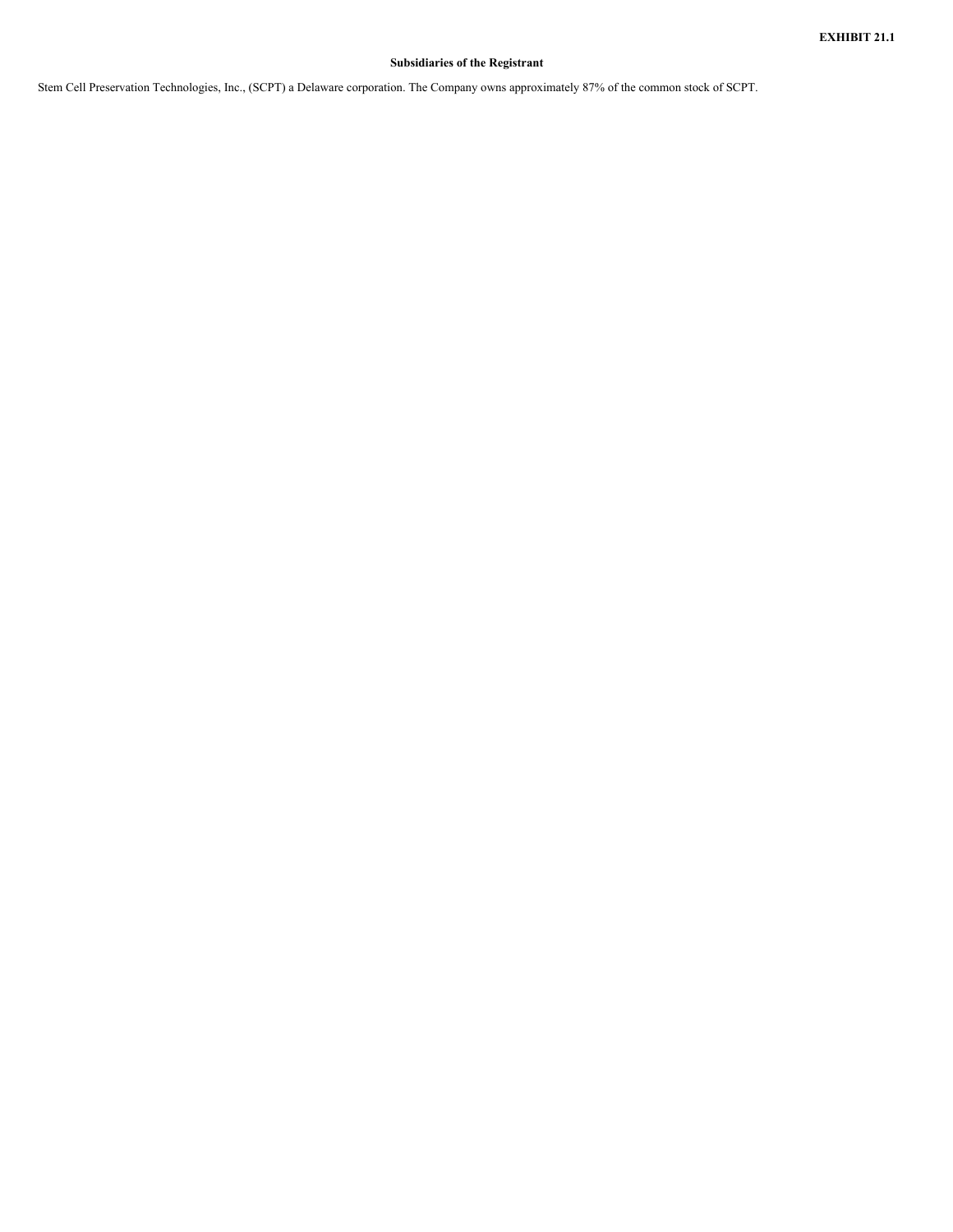**EXHIBIT 21.1**

**Subsidiaries of the Registrant**

Stem Cell Preservation Technologies, Inc., (SCPT) a Delaware corporation. The Company owns approximately 87% of the common stock of SCPT.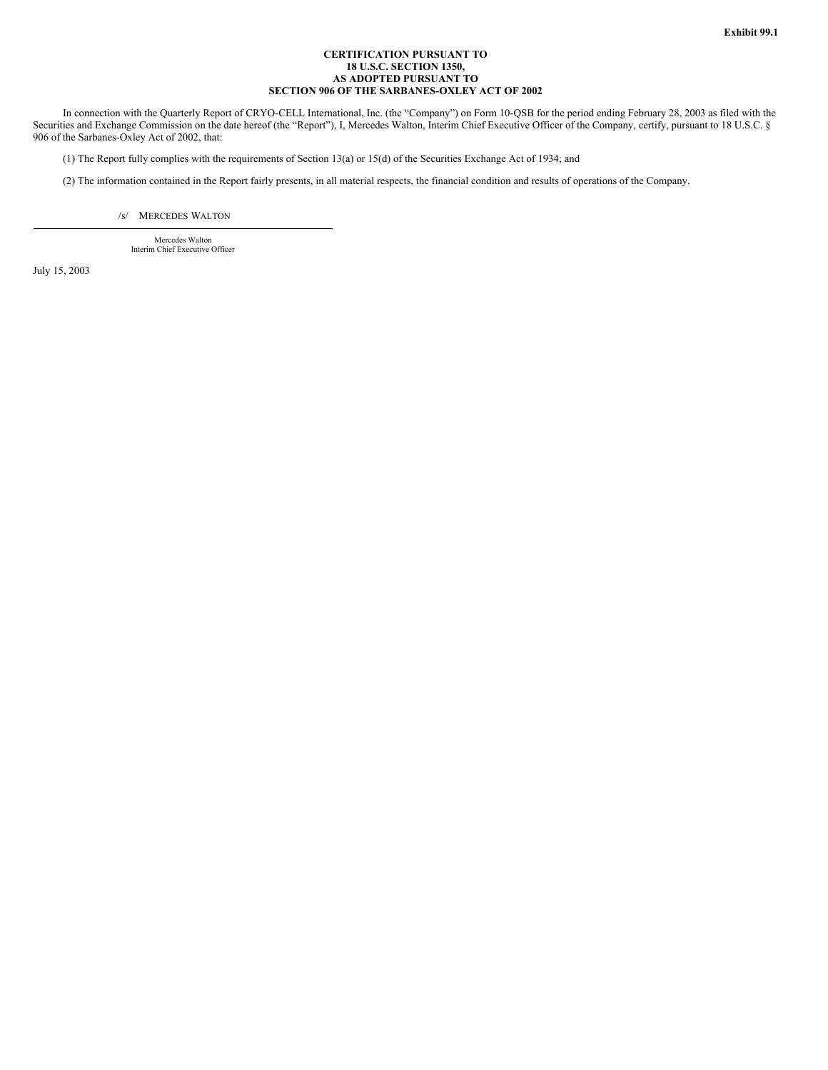**Exhibit 99.1**

**CERTIFICATION PURSUANT TO**
**18 U.S.C. SECTION 1350,**
**AS ADOPTED PURSUANT TO**
**SECTION 906 OF THE SARBANES-OXLEY ACT OF 2002**

In connection with the Quarterly Report of CRYO-CELL International, Inc. (the “Company”) on Form 10-QSB for the period ending February 28, 2003 as filed with the Securities and Exchange Commission on the date hereof (the “Report”), I, Mercedes Walton, Interim Chief Executive Officer of the Company, certify, pursuant to 18 U.S.C. § 906 of the Sarbanes-Oxley Act of 2002, that:

(1) The Report fully complies with the requirements of Section 13(a) or 15(d) of the Securities Exchange Act of 1934; and

(2) The information contained in the Report fairly presents, in all material respects, the financial condition and results of operations of the Company.

/s/ MERCEDES WALTON

Mercedes Walton
Interim Chief Executive Officer

July 15, 2003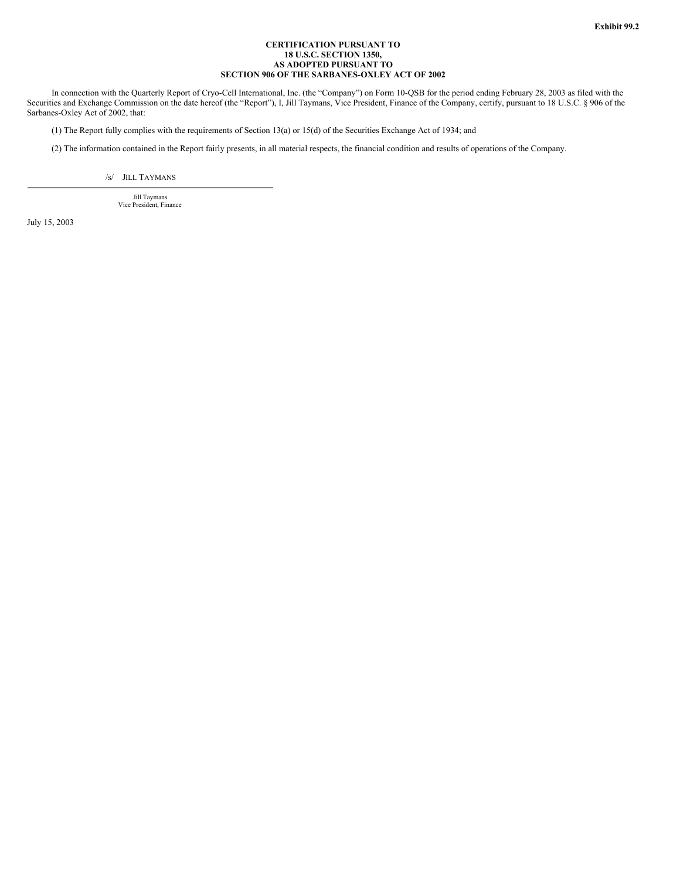**Exhibit 99.2**

**CERTIFICATION PURSUANT TO**
**18 U.S.C. SECTION 1350,**
**AS ADOPTED PURSUANT TO**
**SECTION 906 OF THE SARBANES-OXLEY ACT OF 2002**

In connection with the Quarterly Report of Cryo-Cell International, Inc. (the "Company") on Form 10-QSB for the period ending February 28, 2003 as filed with the Securities and Exchange Commission on the date hereof (the "Report"), I, Jill Taymans, Vice President, Finance of the Company, certify, pursuant to 18 U.S.C. § 906 of the Sarbanes-Oxley Act of 2002, that:

(1) The Report fully complies with the requirements of Section 13(a) or 15(d) of the Securities Exchange Act of 1934; and

(2) The information contained in the Report fairly presents, in all material respects, the financial condition and results of operations of the Company.

/s/ JILL TAYMANS

Jill Taymans
Vice President, Finance

July 15, 2003